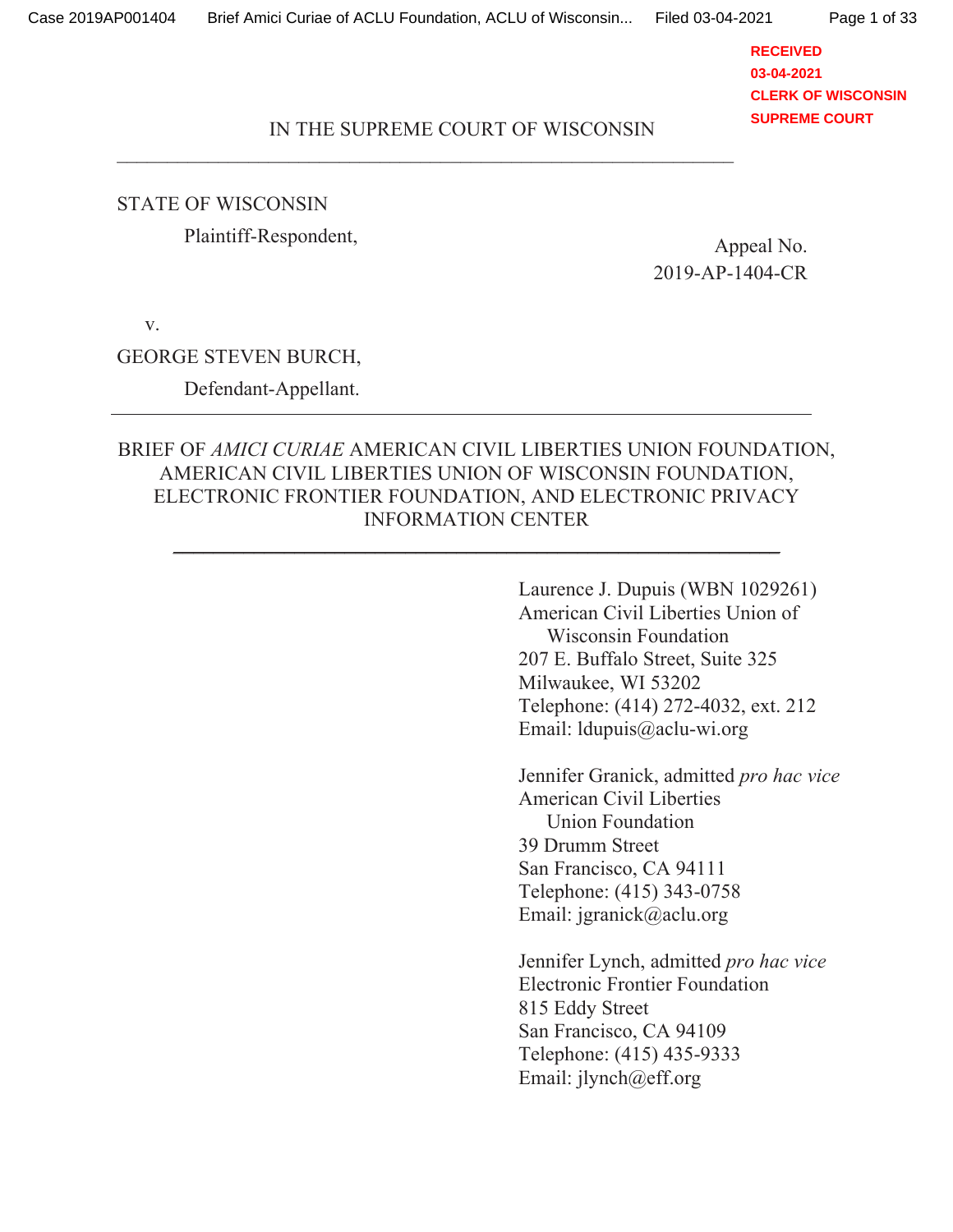IN THE SUPREME COURT OF WISCONSIN

---

STATE OF WISCONSIN

Plaintiff-Respondent,

Appeal No. 2019-AP-1404-CR

v.

GEORGE STEVEN BURCH,

Defendant-Appellant.

---

BRIEF OF *AMICI CURIAE* AMERICAN CIVIL LIBERTIES UNION FOUNDATION, AMERICAN CIVIL LIBERTIES UNION OF WISCONSIN FOUNDATION, ELECTRONIC FRONTIER FOUNDATION, AND ELECTRONIC PRIVACY INFORMATION CENTER

---

Laurence J. Dupuis (WBN 1029261)
American Civil Liberties Union of Wisconsin Foundation
207 E. Buffalo Street, Suite 325
Milwaukee, WI 53202
Telephone: (414) 272-4032, ext. 212
Email: ldupuis@aclu-wi.org

Jennifer Granick, admitted *pro hac vice*
American Civil Liberties Union Foundation
39 Drumm Street
San Francisco, CA 94111
Telephone: (415) 343-0758
Email: jgranick@aclu.org

Jennifer Lynch, admitted *pro hac vice*
Electronic Frontier Foundation
815 Eddy Street
San Francisco, CA 94109
Telephone: (415) 435-9333
Email: jlynch@eff.org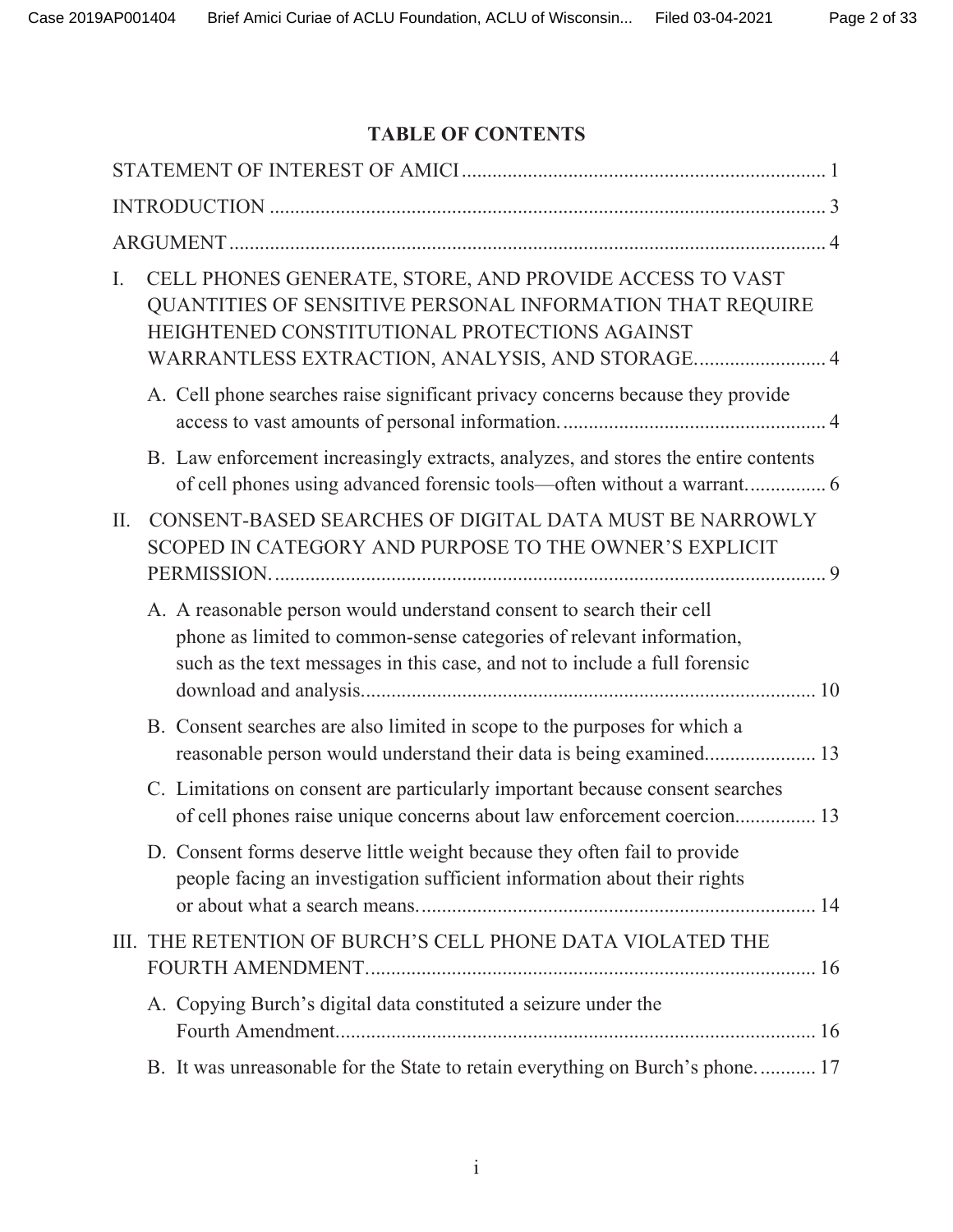## TABLE OF CONTENTS

STATEMENT OF INTEREST OF AMICI ....................................................................... 1

INTRODUCTION ............................................................................................................ 3

ARGUMENT .................................................................................................................... 4

I. CELL PHONES GENERATE, STORE, AND PROVIDE ACCESS TO VAST QUANTITIES OF SENSITIVE PERSONAL INFORMATION THAT REQUIRE HEIGHTENED CONSTITUTIONAL PROTECTIONS AGAINST WARRANTLESS EXTRACTION, ANALYSIS, AND STORAGE.......................... 4

   A. Cell phone searches raise significant privacy concerns because they provide access to vast amounts of personal information. .................................................... 4

   B. Law enforcement increasingly extracts, analyzes, and stores the entire contents of cell phones using advanced forensic tools—often without a warrant. ............... 6

II. CONSENT-BASED SEARCHES OF DIGITAL DATA MUST BE NARROWLY SCOPED IN CATEGORY AND PURPOSE TO THE OWNER'S EXPLICIT PERMISSION. ........................................................................................................... 9

   A. A reasonable person would understand consent to search their cell phone as limited to common-sense categories of relevant information, such as the text messages in this case, and not to include a full forensic download and analysis.......................................................................................... 10

   B. Consent searches are also limited in scope to the purposes for which a reasonable person would understand their data is being examined..................... 13

   C. Limitations on consent are particularly important because consent searches of cell phones raise unique concerns about law enforcement coercion................ 13

   D. Consent forms deserve little weight because they often fail to provide people facing an investigation sufficient information about their rights or about what a search means. ............................................................................ 14

III. THE RETENTION OF BURCH'S CELL PHONE DATA VIOLATED THE FOURTH AMENDMENT........................................................................................ 16

   A. Copying Burch's digital data constituted a seizure under the Fourth Amendment............................................................................................. 16

   B. It was unreasonable for the State to retain everything on Burch's phone. ........... 17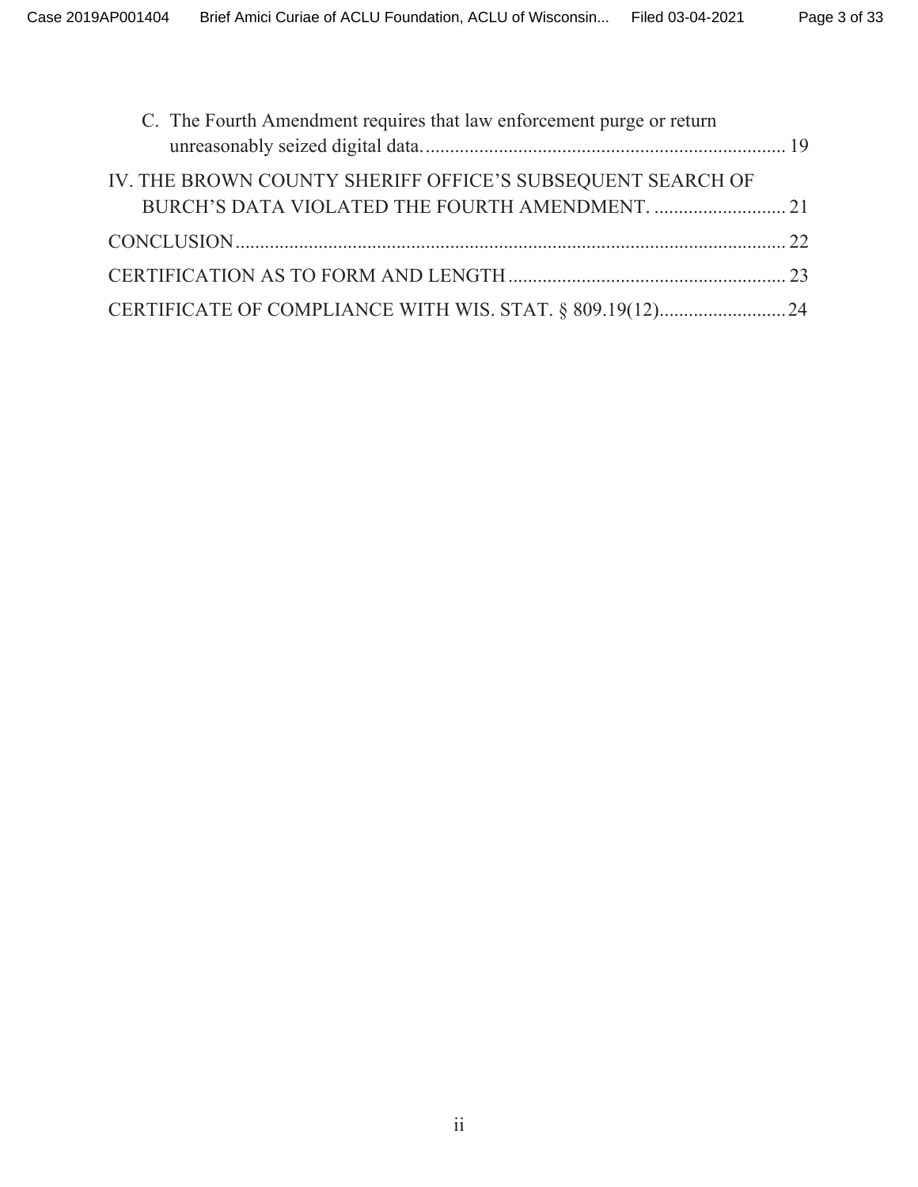C. The Fourth Amendment requires that law enforcement purge or return unreasonably seized digital data. .......................................................................... 19

IV. THE BROWN COUNTY SHERIFF OFFICE'S SUBSEQUENT SEARCH OF BURCH'S DATA VIOLATED THE FOURTH AMENDMENT. ........................... 21

CONCLUSION ................................................................................................................ 22

CERTIFICATION AS TO FORM AND LENGTH ......................................................... 23

CERTIFICATE OF COMPLIANCE WITH WIS. STAT. § 809.19(12) .......................... 24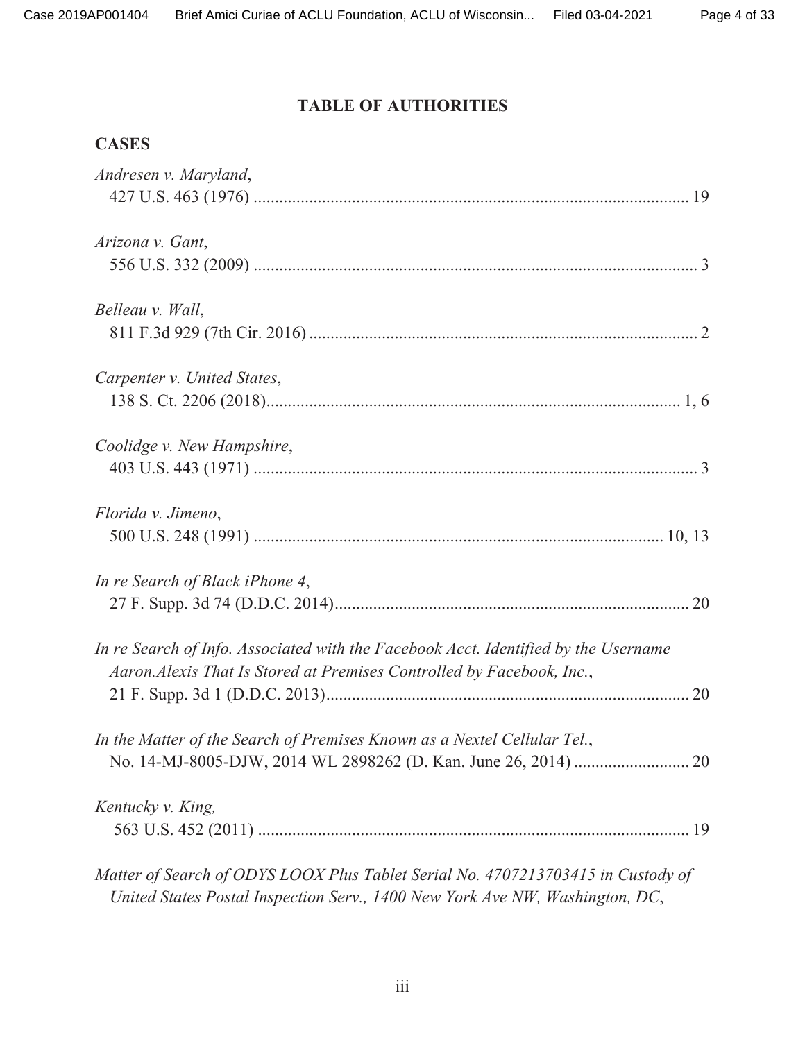## TABLE OF AUTHORITIES

### CASES

*Andresen v. Maryland*,
427 U.S. 463 (1976) ........................................................................................................ 19

*Arizona v. Gant*,
556 U.S. 332 (2009) ........................................................................................................ 3

*Belleau v. Wall*,
811 F.3d 929 (7th Cir. 2016) ........................................................................................... 2

*Carpenter v. United States*,
138 S. Ct. 2206 (2018)................................................................................................. 1, 6

*Coolidge v. New Hampshire*,
403 U.S. 443 (1971) ........................................................................................................ 3

*Florida v. Jimeno*,
500 U.S. 248 (1991) ................................................................................................ 10, 13

*In re Search of Black iPhone 4*,
27 F. Supp. 3d 74 (D.D.C. 2014).................................................................................. 20

*In re Search of Info. Associated with the Facebook Acct. Identified by the Username Aaron.Alexis That Is Stored at Premises Controlled by Facebook, Inc.*,
21 F. Supp. 3d 1 (D.D.C. 2013)..................................................................................... 20

*In the Matter of the Search of Premises Known as a Nextel Cellular Tel.*,
No. 14-MJ-8005-DJW, 2014 WL 2898262 (D. Kan. June 26, 2014) .......................... 20

*Kentucky v. King,*
563 U.S. 452 (2011) ...................................................................................................... 19

*Matter of Search of ODYS LOOX Plus Tablet Serial No. 4707213703415 in Custody of United States Postal Inspection Serv., 1400 New York Ave NW, Washington, DC*,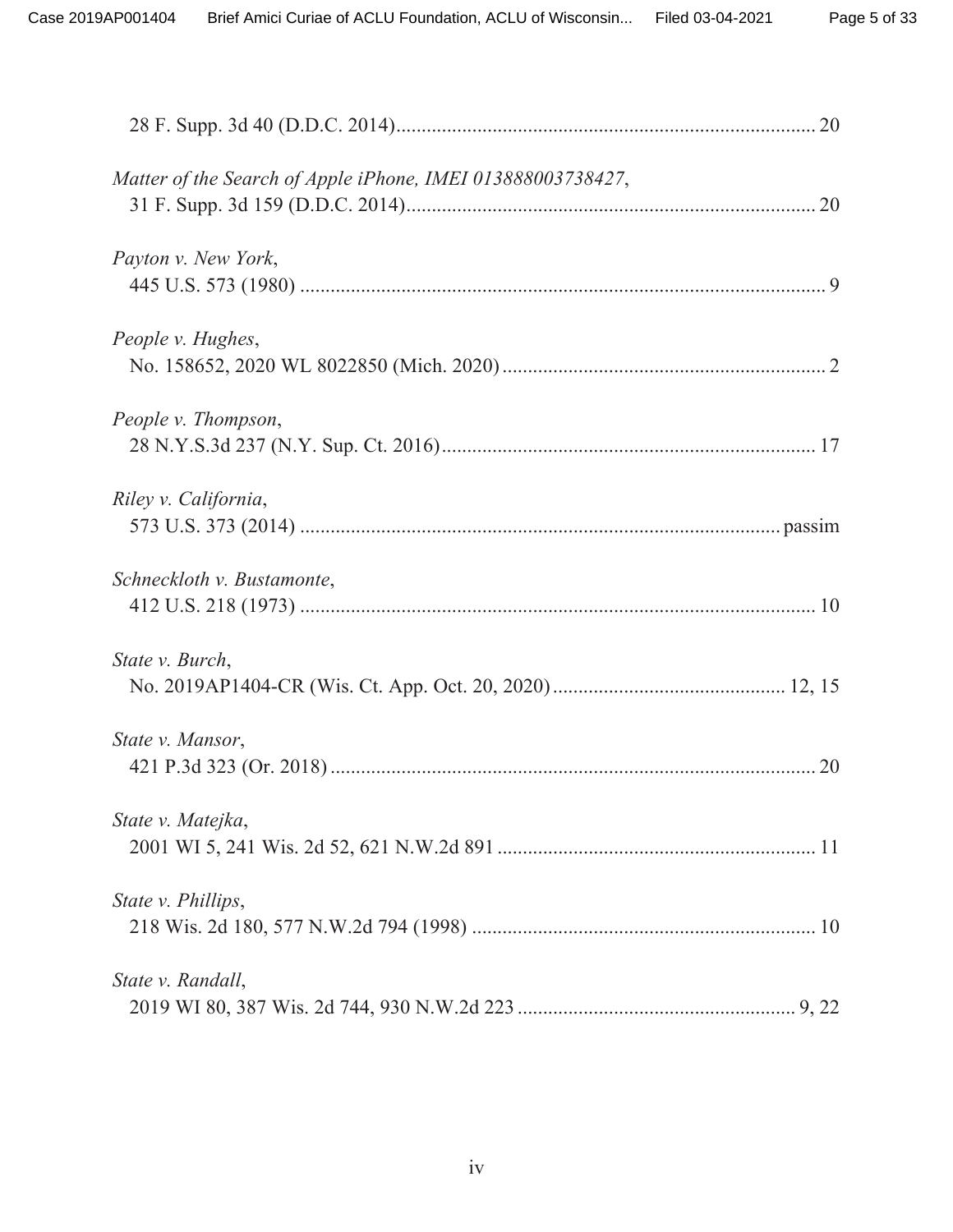28 F. Supp. 3d 40 (D.D.C. 2014) .................................................................................. 20

*Matter of the Search of Apple iPhone, IMEI 013888003738427*,
31 F. Supp. 3d 159 (D.D.C. 2014) ................................................................................ 20

*Payton v. New York*,
445 U.S. 573 (1980) ...................................................................................................... 9

*People v. Hughes*,
No. 158652, 2020 WL 8022850 (Mich. 2020) ............................................................... 2

*People v. Thompson*,
28 N.Y.S.3d 237 (N.Y. Sup. Ct. 2016) ......................................................................... 17

*Riley v. California*,
573 U.S. 373 (2014) ............................................................................................. passim

*Schneckloth v. Bustamonte*,
412 U.S. 218 (1973) .................................................................................................... 10

*State v. Burch*,
No. 2019AP1404-CR (Wis. Ct. App. Oct. 20, 2020) ............................................. 12, 15

*State v. Mansor*,
421 P.3d 323 (Or. 2018) .............................................................................................. 20

*State v. Matejka*,
2001 WI 5, 241 Wis. 2d 52, 621 N.W.2d 891 .............................................................. 11

*State v. Phillips*,
218 Wis. 2d 180, 577 N.W.2d 794 (1998) ................................................................... 10

*State v. Randall*,
2019 WI 80, 387 Wis. 2d 744, 930 N.W.2d 223 ...................................................... 9, 22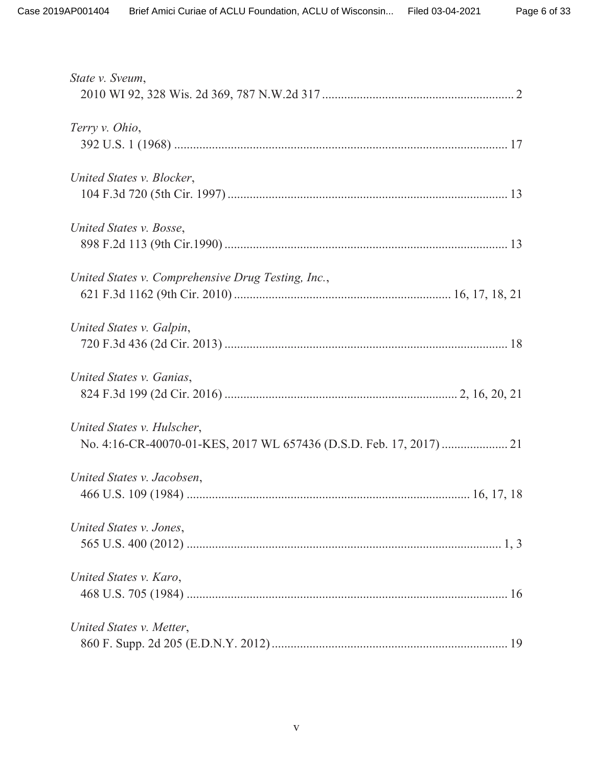*State v. Sveum*,
2010 WI 92, 328 Wis. 2d 369, 787 N.W.2d 317 .......................................................... 2

*Terry v. Ohio*,
392 U.S. 1 (1968) .......................................................................................................... 17

*United States v. Blocker*,
104 F.3d 720 (5th Cir. 1997) ........................................................................................ 13

*United States v. Bosse*,
898 F.2d 113 (9th Cir.1990) ......................................................................................... 13

*United States v. Comprehensive Drug Testing, Inc.*,
621 F.3d 1162 (9th Cir. 2010) .................................................................... 16, 17, 18, 21

*United States v. Galpin*,
720 F.3d 436 (2d Cir. 2013) ......................................................................................... 18

*United States v. Ganias*,
824 F.3d 199 (2d Cir. 2016) ......................................................................... 2, 16, 20, 21

*United States v. Hulscher*,
No. 4:16-CR-40070-01-KES, 2017 WL 657436 (D.S.D. Feb. 17, 2017) .................... 21

*United States v. Jacobsen*,
466 U.S. 109 (1984) ........................................................................................ 16, 17, 18

*United States v. Jones*,
565 U.S. 400 (2012) .................................................................................................... 1, 3

*United States v. Karo*,
468 U.S. 705 (1984) ..................................................................................................... 16

*United States v. Metter*,
860 F. Supp. 2d 205 (E.D.N.Y. 2012) ........................................................................... 19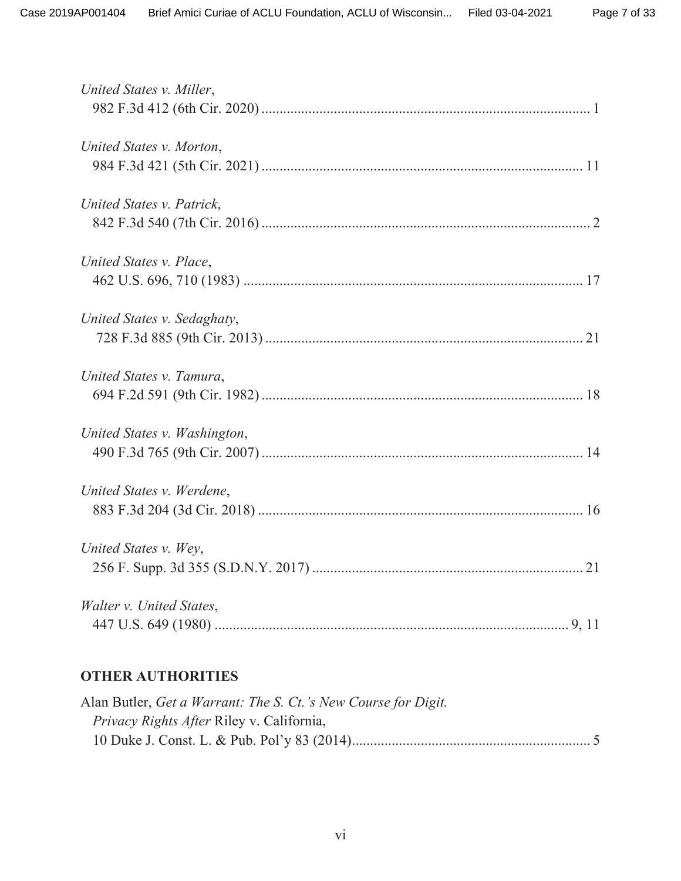*United States v. Miller*,
982 F.3d 412 (6th Cir. 2020) ........................................................................................... 1

*United States v. Morton*,
984 F.3d 421 (5th Cir. 2021) ......................................................................................... 11

*United States v. Patrick*,
842 F.3d 540 (7th Cir. 2016) ........................................................................................... 2

*United States v. Place*,
462 U.S. 696, 710 (1983) .............................................................................................. 17

*United States v. Sedaghaty*,
728 F.3d 885 (9th Cir. 2013) ....................................................................................... 21

*United States v. Tamura*,
694 F.2d 591 (9th Cir. 1982) ........................................................................................ 18

*United States v. Washington*,
490 F.3d 765 (9th Cir. 2007) ........................................................................................ 14

*United States v. Werdene*,
883 F.3d 204 (3d Cir. 2018) ......................................................................................... 16

*United States v. Wey*,
256 F. Supp. 3d 355 (S.D.N.Y. 2017) .......................................................................... 21

*Walter v. United States*,
447 U.S. 649 (1980) ................................................................................................. 9, 11

## OTHER AUTHORITIES

Alan Butler, *Get a Warrant: The S. Ct.'s New Course for Digit. Privacy Rights After* Riley v. California,
10 Duke J. Const. L. & Pub. Pol'y 83 (2014)................................................................. 5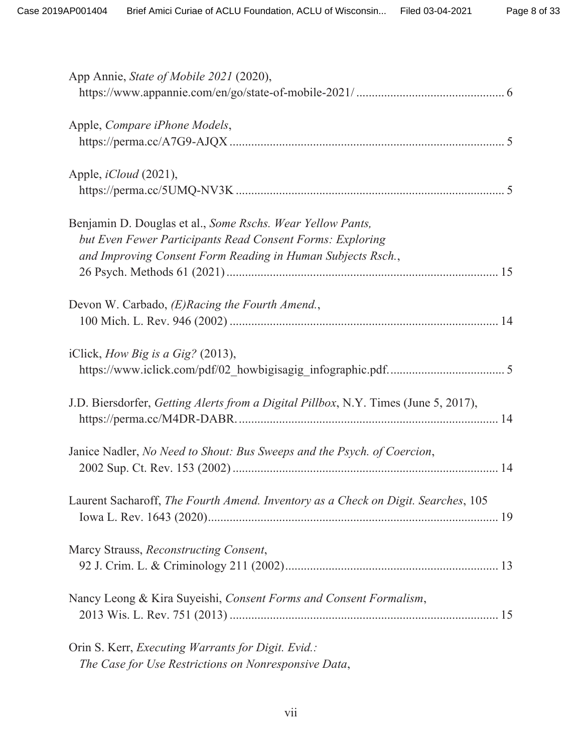App Annie, *State of Mobile 2021* (2020),
https://www.appannie.com/en/go/state-of-mobile-2021/ ............................................... 6

Apple, *Compare iPhone Models*,
https://perma.cc/A7G9-AJQX ........................................................................................ 5

Apple, *iCloud* (2021),
https://perma.cc/5UMQ-NV3K ...................................................................................... 5

Benjamin D. Douglas et al., *Some Rschs. Wear Yellow Pants, but Even Fewer Participants Read Consent Forms: Exploring and Improving Consent Form Reading in Human Subjects Rsch.*,
26 Psych. Methods 61 (2021) ....................................................................................... 15

Devon W. Carbado, *(E)Racing the Fourth Amend.*,
100 Mich. L. Rev. 946 (2002) ...................................................................................... 14

iClick, *How Big is a Gig?* (2013),
https://www.iclick.com/pdf/02_howbigisagig_infographic.pdf. .................................... 5

J.D. Biersdorfer, *Getting Alerts from a Digital Pillbox*, N.Y. Times (June 5, 2017),
https://perma.cc/M4DR-DABR. .................................................................................... 14

Janice Nadler, *No Need to Shout: Bus Sweeps and the Psych. of Coercion*,
2002 Sup. Ct. Rev. 153 (2002) ..................................................................................... 14

Laurent Sacharoff, *The Fourth Amend. Inventory as a Check on Digit. Searches*, 105 Iowa L. Rev. 1643 (2020) ............................................................................................. 19

Marcy Strauss, *Reconstructing Consent*,
92 J. Crim. L. & Criminology 211 (2002) .................................................................... 13

Nancy Leong & Kira Suyeishi, *Consent Forms and Consent Formalism*,
2013 Wis. L. Rev. 751 (2013) ...................................................................................... 15

Orin S. Kerr, *Executing Warrants for Digit. Evid.: The Case for Use Restrictions on Nonresponsive Data*,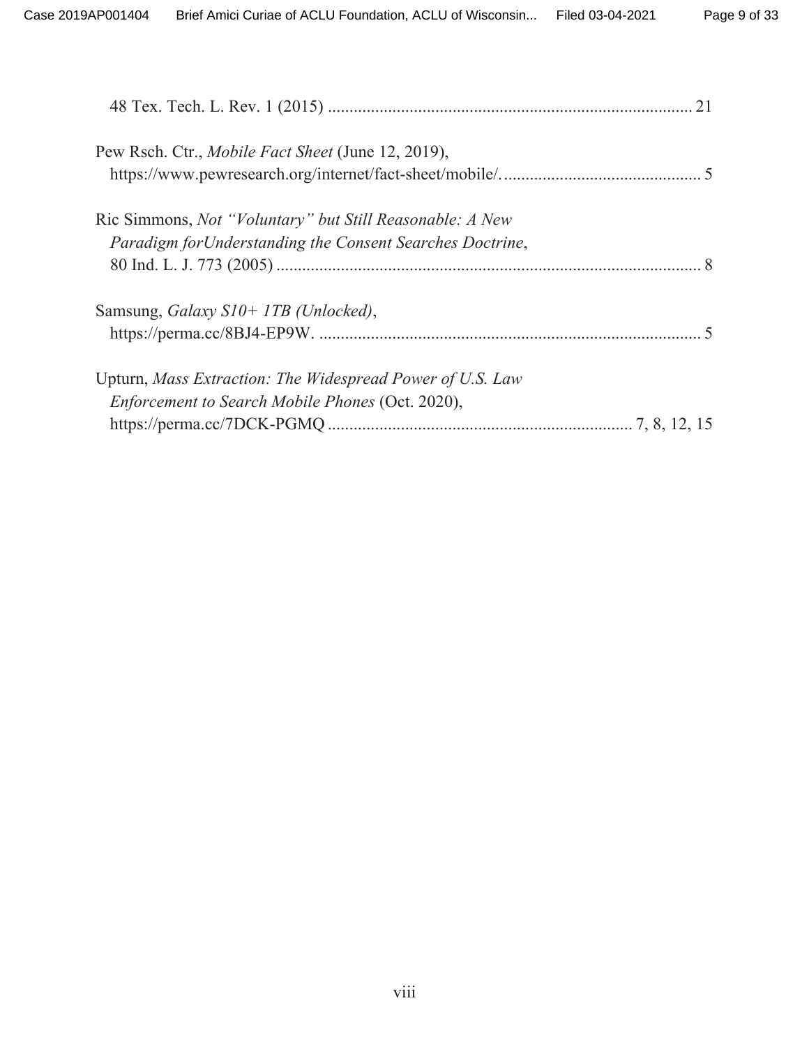48 Tex. Tech. L. Rev. 1 (2015) .................................................................................... 21

Pew Rsch. Ctr., *Mobile Fact Sheet* (June 12, 2019), https://www.pewresearch.org/internet/fact-sheet/mobile/. ............................................. 5

Ric Simmons, *Not "Voluntary" but Still Reasonable: A New Paradigm forUnderstanding the Consent Searches Doctrine*, 80 Ind. L. J. 773 (2005) .................................................................................................. 8

Samsung, *Galaxy S10+ 1TB (Unlocked)*, https://perma.cc/8BJ4-EP9W. ......................................................................................... 5

Upturn, *Mass Extraction: The Widespread Power of U.S. Law Enforcement to Search Mobile Phones* (Oct. 2020), https://perma.cc/7DCK-PGMQ ...................................................................... 7, 8, 12, 15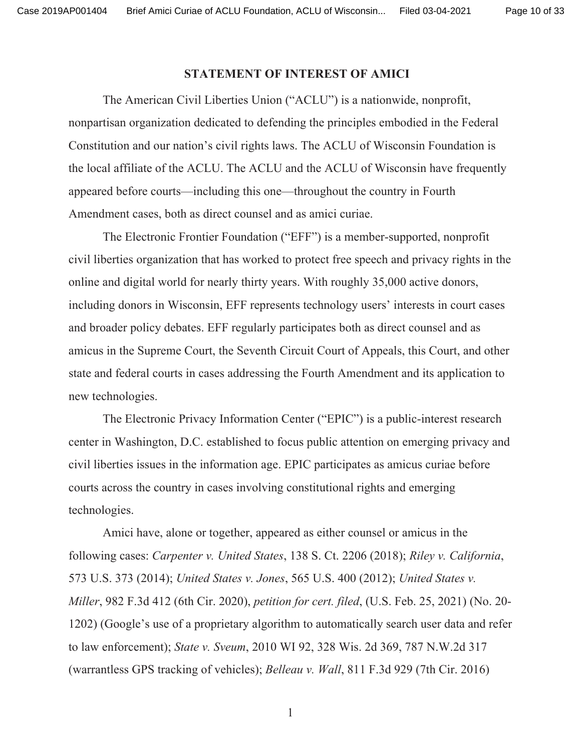## STATEMENT OF INTEREST OF AMICI

The American Civil Liberties Union ("ACLU") is a nationwide, nonprofit, nonpartisan organization dedicated to defending the principles embodied in the Federal Constitution and our nation's civil rights laws. The ACLU of Wisconsin Foundation is the local affiliate of the ACLU. The ACLU and the ACLU of Wisconsin have frequently appeared before courts—including this one—throughout the country in Fourth Amendment cases, both as direct counsel and as amici curiae.

The Electronic Frontier Foundation ("EFF") is a member-supported, nonprofit civil liberties organization that has worked to protect free speech and privacy rights in the online and digital world for nearly thirty years. With roughly 35,000 active donors, including donors in Wisconsin, EFF represents technology users' interests in court cases and broader policy debates. EFF regularly participates both as direct counsel and as amicus in the Supreme Court, the Seventh Circuit Court of Appeals, this Court, and other state and federal courts in cases addressing the Fourth Amendment and its application to new technologies.

The Electronic Privacy Information Center ("EPIC") is a public-interest research center in Washington, D.C. established to focus public attention on emerging privacy and civil liberties issues in the information age. EPIC participates as amicus curiae before courts across the country in cases involving constitutional rights and emerging technologies.

Amici have, alone or together, appeared as either counsel or amicus in the following cases: *Carpenter v. United States*, 138 S. Ct. 2206 (2018); *Riley v. California*, 573 U.S. 373 (2014); *United States v. Jones*, 565 U.S. 400 (2012); *United States v. Miller*, 982 F.3d 412 (6th Cir. 2020), *petition for cert. filed*, (U.S. Feb. 25, 2021) (No. 20-1202) (Google's use of a proprietary algorithm to automatically search user data and refer to law enforcement); *State v. Sveum*, 2010 WI 92, 328 Wis. 2d 369, 787 N.W.2d 317 (warrantless GPS tracking of vehicles); *Belleau v. Wall*, 811 F.3d 929 (7th Cir. 2016)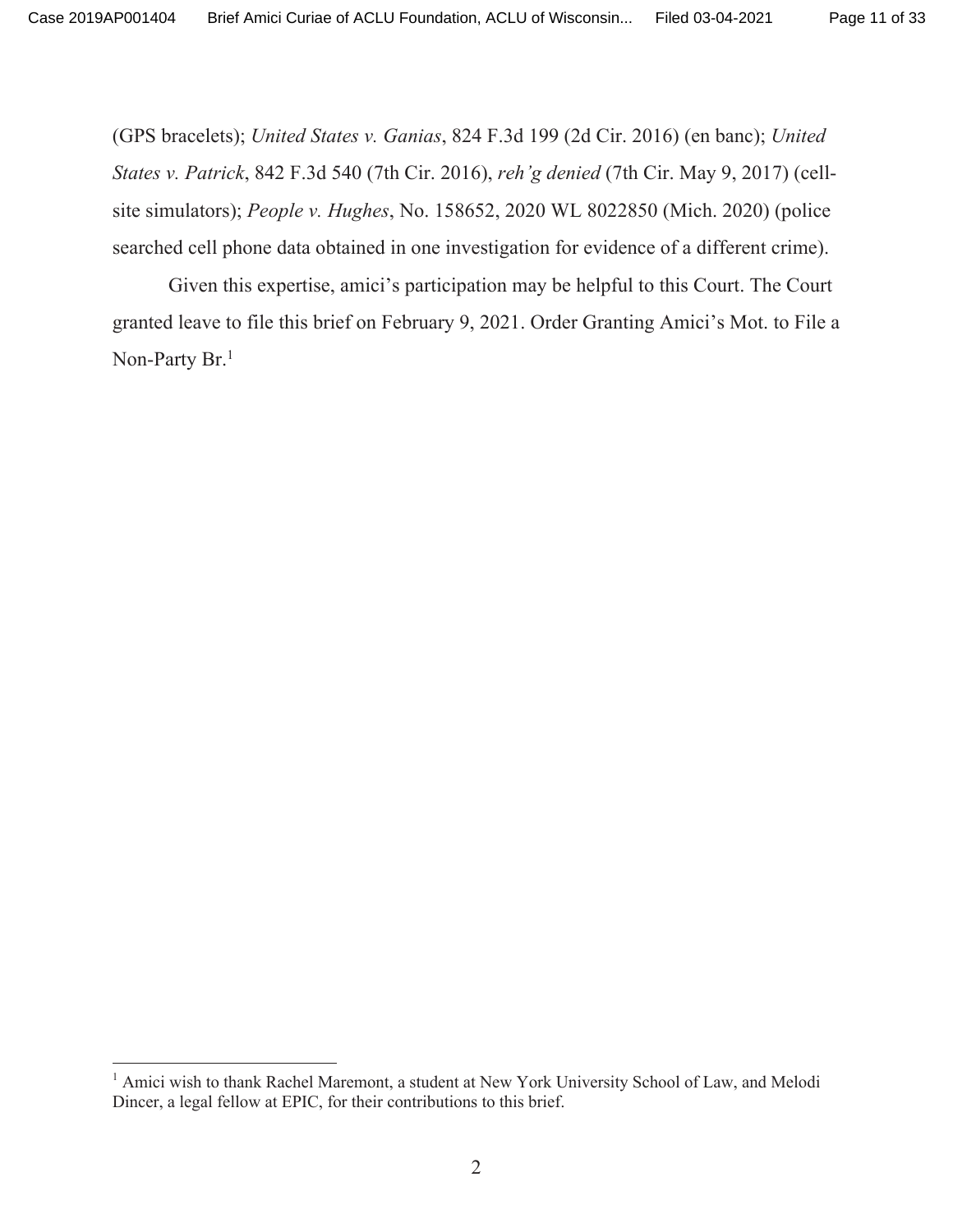(GPS bracelets); *United States v. Ganias*, 824 F.3d 199 (2d Cir. 2016) (en banc); *United States v. Patrick*, 842 F.3d 540 (7th Cir. 2016), *reh'g denied* (7th Cir. May 9, 2017) (cell-site simulators); *People v. Hughes*, No. 158652, 2020 WL 8022850 (Mich. 2020) (police searched cell phone data obtained in one investigation for evidence of a different crime).

Given this expertise, amici's participation may be helpful to this Court. The Court granted leave to file this brief on February 9, 2021. Order Granting Amici's Mot. to File a Non-Party Br.[1]

[1] Amici wish to thank Rachel Maremont, a student at New York University School of Law, and Melodi Dincer, a legal fellow at EPIC, for their contributions to this brief.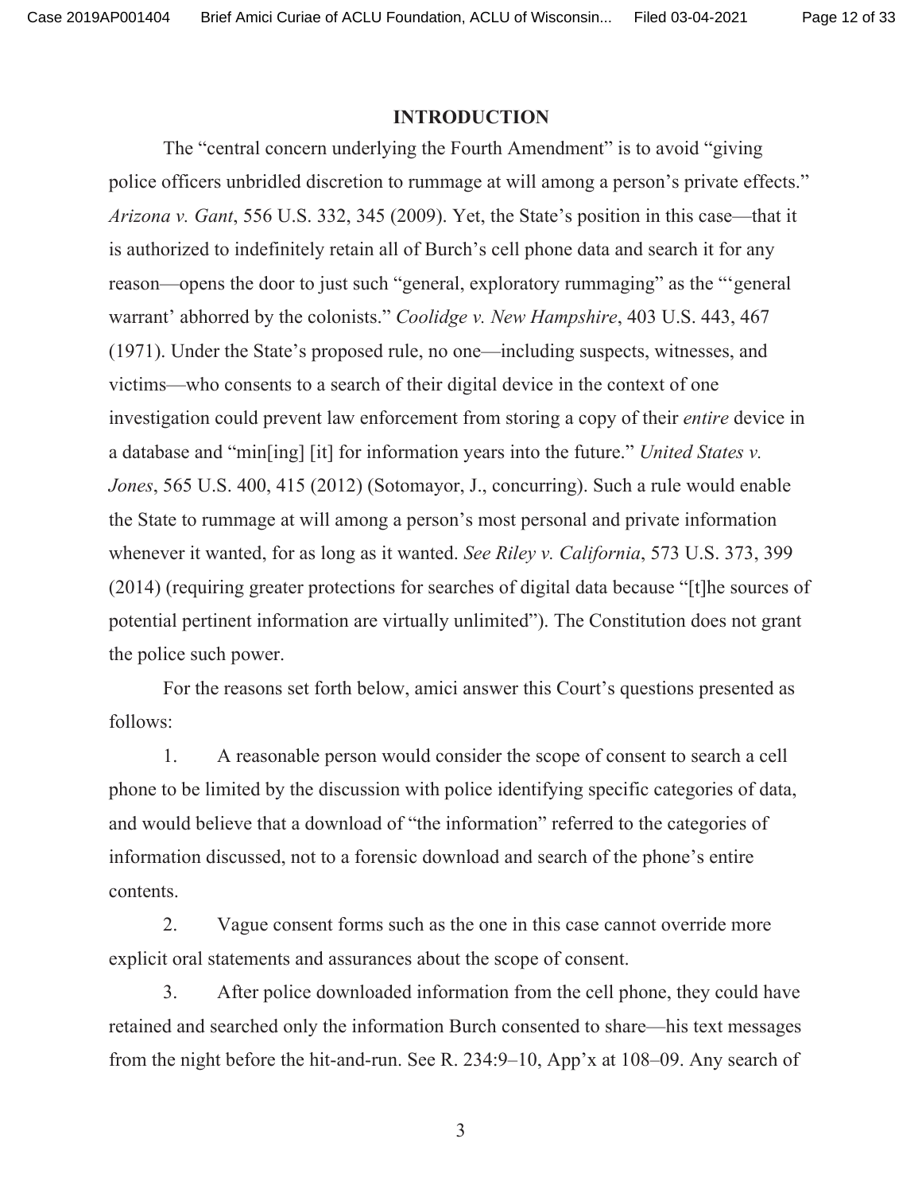## INTRODUCTION

The "central concern underlying the Fourth Amendment" is to avoid "giving police officers unbridled discretion to rummage at will among a person's private effects." *Arizona v. Gant*, 556 U.S. 332, 345 (2009). Yet, the State's position in this case—that it is authorized to indefinitely retain all of Burch's cell phone data and search it for any reason—opens the door to just such "general, exploratory rummaging" as the "'general warrant' abhorred by the colonists." *Coolidge v. New Hampshire*, 403 U.S. 443, 467 (1971). Under the State's proposed rule, no one—including suspects, witnesses, and victims—who consents to a search of their digital device in the context of one investigation could prevent law enforcement from storing a copy of their *entire* device in a database and "min[ing] [it] for information years into the future." *United States v. Jones*, 565 U.S. 400, 415 (2012) (Sotomayor, J., concurring). Such a rule would enable the State to rummage at will among a person's most personal and private information whenever it wanted, for as long as it wanted. *See Riley v. California*, 573 U.S. 373, 399 (2014) (requiring greater protections for searches of digital data because "[t]he sources of potential pertinent information are virtually unlimited"). The Constitution does not grant the police such power.

For the reasons set forth below, amici answer this Court's questions presented as follows:

1. A reasonable person would consider the scope of consent to search a cell phone to be limited by the discussion with police identifying specific categories of data, and would believe that a download of "the information" referred to the categories of information discussed, not to a forensic download and search of the phone's entire contents.

2. Vague consent forms such as the one in this case cannot override more explicit oral statements and assurances about the scope of consent.

3. After police downloaded information from the cell phone, they could have retained and searched only the information Burch consented to share—his text messages from the night before the hit-and-run. See R. 234:9–10, App'x at 108–09. Any search of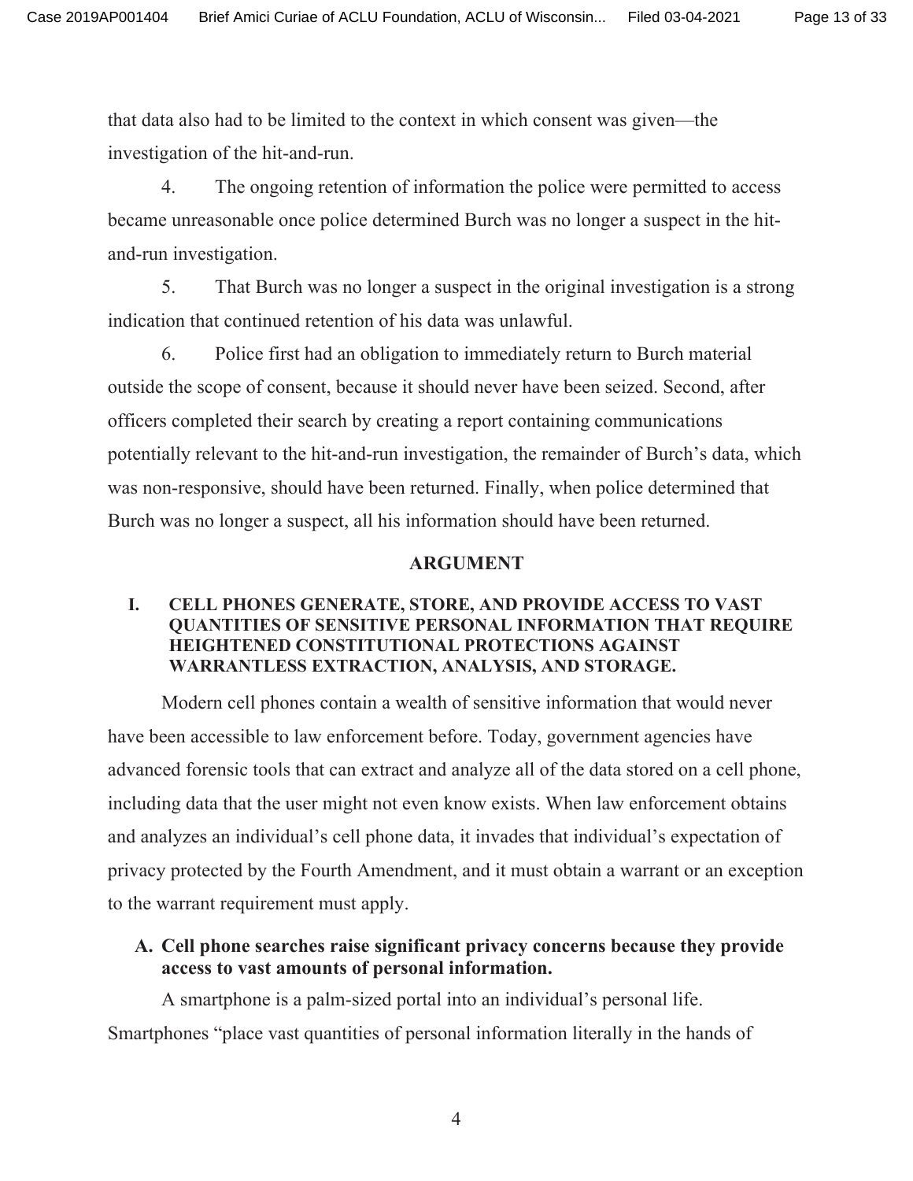that data also had to be limited to the context in which consent was given—the investigation of the hit-and-run.

4. The ongoing retention of information the police were permitted to access became unreasonable once police determined Burch was no longer a suspect in the hit-and-run investigation.

5. That Burch was no longer a suspect in the original investigation is a strong indication that continued retention of his data was unlawful.

6. Police first had an obligation to immediately return to Burch material outside the scope of consent, because it should never have been seized. Second, after officers completed their search by creating a report containing communications potentially relevant to the hit-and-run investigation, the remainder of Burch's data, which was non-responsive, should have been returned. Finally, when police determined that Burch was no longer a suspect, all his information should have been returned.

## ARGUMENT

### I. CELL PHONES GENERATE, STORE, AND PROVIDE ACCESS TO VAST QUANTITIES OF SENSITIVE PERSONAL INFORMATION THAT REQUIRE HEIGHTENED CONSTITUTIONAL PROTECTIONS AGAINST WARRANTLESS EXTRACTION, ANALYSIS, AND STORAGE.

Modern cell phones contain a wealth of sensitive information that would never have been accessible to law enforcement before. Today, government agencies have advanced forensic tools that can extract and analyze all of the data stored on a cell phone, including data that the user might not even know exists. When law enforcement obtains and analyzes an individual's cell phone data, it invades that individual's expectation of privacy protected by the Fourth Amendment, and it must obtain a warrant or an exception to the warrant requirement must apply.

#### A. Cell phone searches raise significant privacy concerns because they provide access to vast amounts of personal information.

A smartphone is a palm-sized portal into an individual's personal life. Smartphones "place vast quantities of personal information literally in the hands of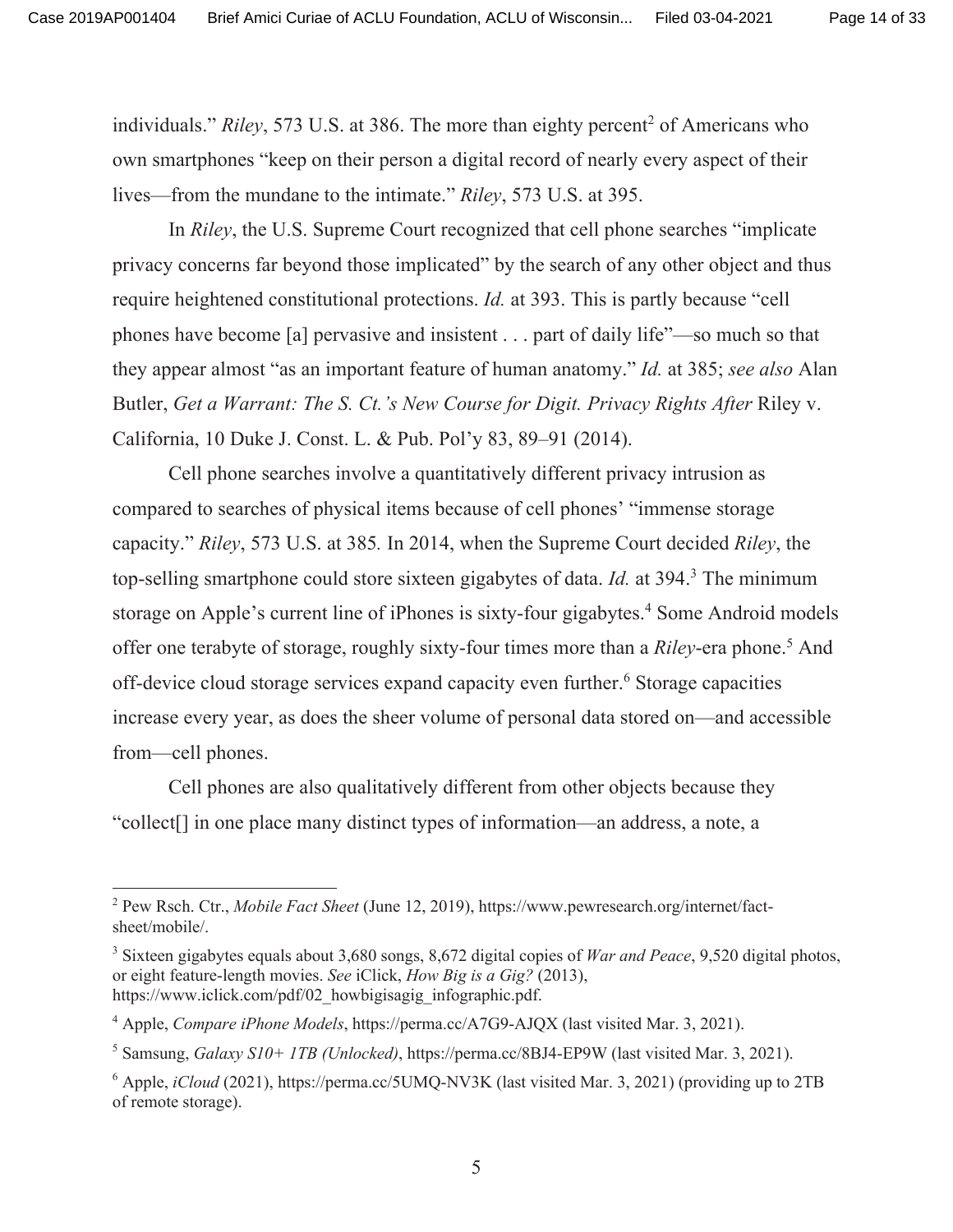individuals." *Riley*, 573 U.S. at 386. The more than eighty percent[2] of Americans who own smartphones "keep on their person a digital record of nearly every aspect of their lives—from the mundane to the intimate." *Riley*, 573 U.S. at 395.

In *Riley*, the U.S. Supreme Court recognized that cell phone searches "implicate privacy concerns far beyond those implicated" by the search of any other object and thus require heightened constitutional protections. *Id.* at 393. This is partly because "cell phones have become [a] pervasive and insistent . . . part of daily life"—so much so that they appear almost "as an important feature of human anatomy." *Id.* at 385; *see also* Alan Butler, *Get a Warrant: The S. Ct.'s New Course for Digit. Privacy Rights After* Riley v. California, 10 Duke J. Const. L. & Pub. Pol'y 83, 89–91 (2014).

Cell phone searches involve a quantitatively different privacy intrusion as compared to searches of physical items because of cell phones' "immense storage capacity." *Riley*, 573 U.S. at 385. In 2014, when the Supreme Court decided *Riley*, the top-selling smartphone could store sixteen gigabytes of data. *Id.* at 394.[3] The minimum storage on Apple's current line of iPhones is sixty-four gigabytes.[4] Some Android models offer one terabyte of storage, roughly sixty-four times more than a *Riley*-era phone.[5] And off-device cloud storage services expand capacity even further.[6] Storage capacities increase every year, as does the sheer volume of personal data stored on—and accessible from—cell phones.

Cell phones are also qualitatively different from other objects because they "collect[] in one place many distinct types of information—an address, a note, a

---

[2] Pew Rsch. Ctr., *Mobile Fact Sheet* (June 12, 2019), https://www.pewresearch.org/internet/fact-sheet/mobile/.

[3] Sixteen gigabytes equals about 3,680 songs, 8,672 digital copies of *War and Peace*, 9,520 digital photos, or eight feature-length movies. *See* iClick, *How Big is a Gig?* (2013), https://www.iclick.com/pdf/02_howbigisagig_infographic.pdf.

[4] Apple, *Compare iPhone Models*, https://perma.cc/A7G9-AJQX (last visited Mar. 3, 2021).

[5] Samsung, *Galaxy S10+ 1TB (Unlocked)*, https://perma.cc/8BJ4-EP9W (last visited Mar. 3, 2021).

[6] Apple, *iCloud* (2021), https://perma.cc/5UMQ-NV3K (last visited Mar. 3, 2021) (providing up to 2TB of remote storage).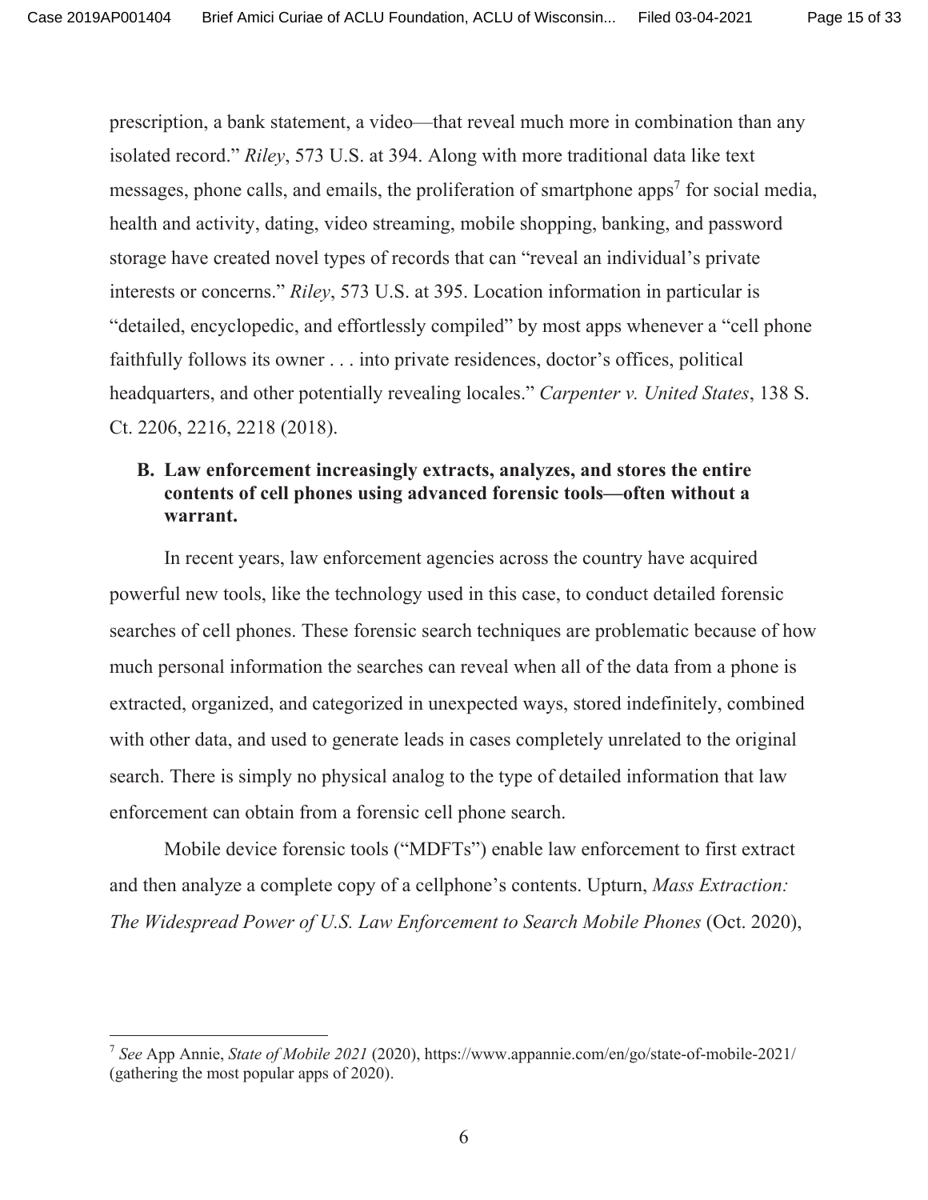prescription, a bank statement, a video—that reveal much more in combination than any isolated record." *Riley*, 573 U.S. at 394. Along with more traditional data like text messages, phone calls, and emails, the proliferation of smartphone apps[7] for social media, health and activity, dating, video streaming, mobile shopping, banking, and password storage have created novel types of records that can "reveal an individual's private interests or concerns." *Riley*, 573 U.S. at 395. Location information in particular is "detailed, encyclopedic, and effortlessly compiled" by most apps whenever a "cell phone faithfully follows its owner . . . into private residences, doctor's offices, political headquarters, and other potentially revealing locales." *Carpenter v. United States*, 138 S. Ct. 2206, 2216, 2218 (2018).

### B. Law enforcement increasingly extracts, analyzes, and stores the entire contents of cell phones using advanced forensic tools—often without a warrant.

In recent years, law enforcement agencies across the country have acquired powerful new tools, like the technology used in this case, to conduct detailed forensic searches of cell phones. These forensic search techniques are problematic because of how much personal information the searches can reveal when all of the data from a phone is extracted, organized, and categorized in unexpected ways, stored indefinitely, combined with other data, and used to generate leads in cases completely unrelated to the original search. There is simply no physical analog to the type of detailed information that law enforcement can obtain from a forensic cell phone search.

Mobile device forensic tools ("MDFTs") enable law enforcement to first extract and then analyze a complete copy of a cellphone's contents. Upturn, *Mass Extraction: The Widespread Power of U.S. Law Enforcement to Search Mobile Phones* (Oct. 2020),

---

[7] *See* App Annie, *State of Mobile 2021* (2020), https://www.appannie.com/en/go/state-of-mobile-2021/ (gathering the most popular apps of 2020).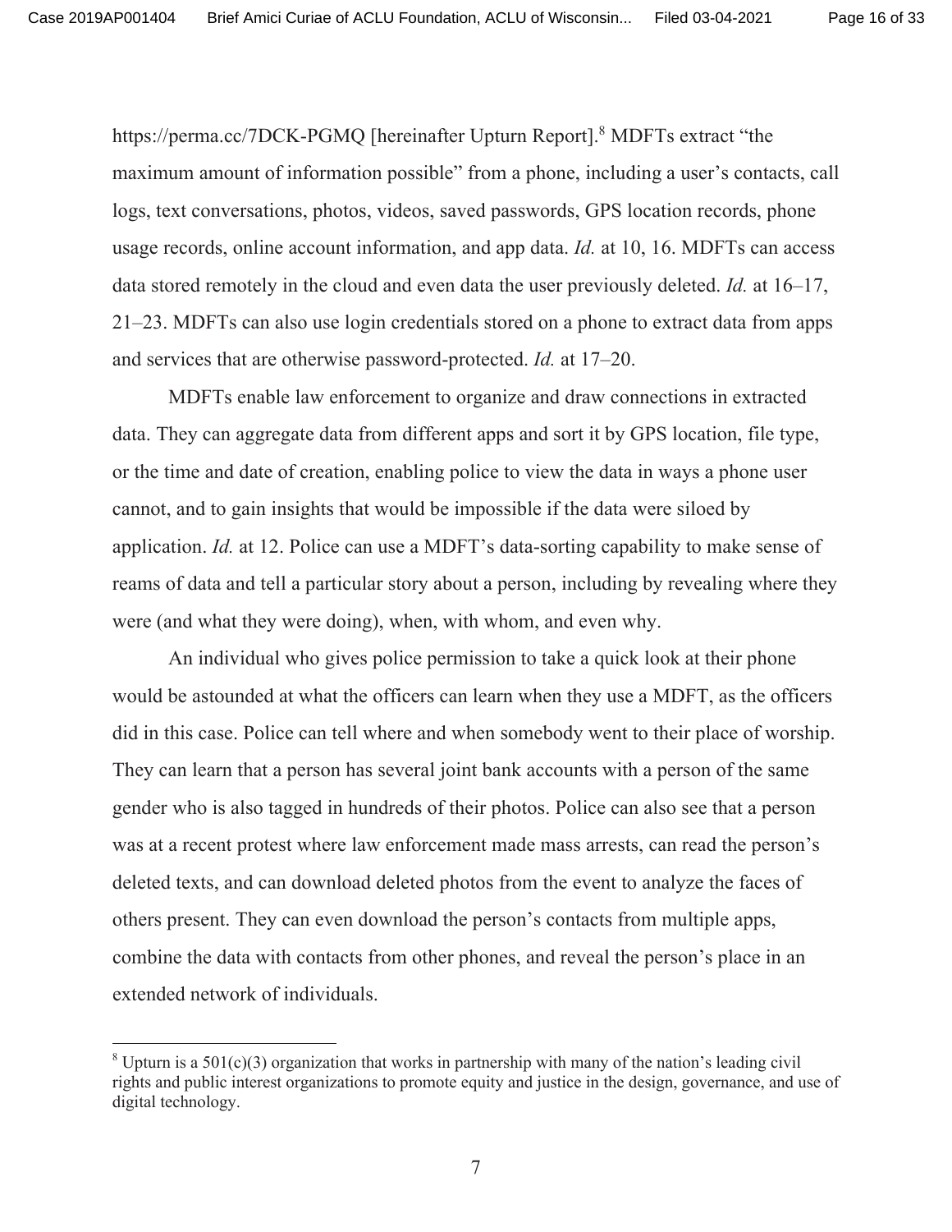https://perma.cc/7DCK-PGMQ [hereinafter Upturn Report].[8] MDFTs extract "the maximum amount of information possible" from a phone, including a user's contacts, call logs, text conversations, photos, videos, saved passwords, GPS location records, phone usage records, online account information, and app data. *Id.* at 10, 16. MDFTs can access data stored remotely in the cloud and even data the user previously deleted. *Id.* at 16–17, 21–23. MDFTs can also use login credentials stored on a phone to extract data from apps and services that are otherwise password-protected. *Id.* at 17–20.

MDFTs enable law enforcement to organize and draw connections in extracted data. They can aggregate data from different apps and sort it by GPS location, file type, or the time and date of creation, enabling police to view the data in ways a phone user cannot, and to gain insights that would be impossible if the data were siloed by application. *Id.* at 12. Police can use a MDFT's data-sorting capability to make sense of reams of data and tell a particular story about a person, including by revealing where they were (and what they were doing), when, with whom, and even why.

An individual who gives police permission to take a quick look at their phone would be astounded at what the officers can learn when they use a MDFT, as the officers did in this case. Police can tell where and when somebody went to their place of worship. They can learn that a person has several joint bank accounts with a person of the same gender who is also tagged in hundreds of their photos. Police can also see that a person was at a recent protest where law enforcement made mass arrests, can read the person's deleted texts, and can download deleted photos from the event to analyze the faces of others present. They can even download the person's contacts from multiple apps, combine the data with contacts from other phones, and reveal the person's place in an extended network of individuals.

[8] Upturn is a 501(c)(3) organization that works in partnership with many of the nation's leading civil rights and public interest organizations to promote equity and justice in the design, governance, and use of digital technology.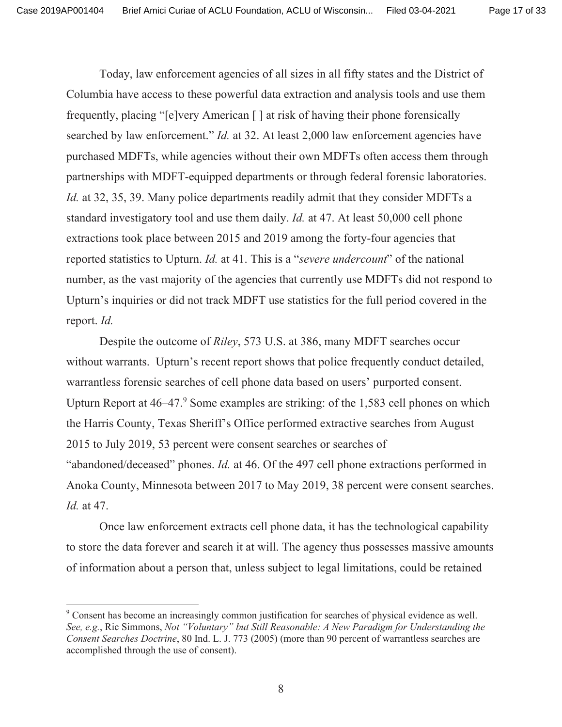Today, law enforcement agencies of all sizes in all fifty states and the District of Columbia have access to these powerful data extraction and analysis tools and use them frequently, placing "[e]very American [ ] at risk of having their phone forensically searched by law enforcement." *Id.* at 32. At least 2,000 law enforcement agencies have purchased MDFTs, while agencies without their own MDFTs often access them through partnerships with MDFT-equipped departments or through federal forensic laboratories. *Id.* at 32, 35, 39. Many police departments readily admit that they consider MDFTs a standard investigatory tool and use them daily. *Id.* at 47. At least 50,000 cell phone extractions took place between 2015 and 2019 among the forty-four agencies that reported statistics to Upturn. *Id.* at 41. This is a "*severe undercount*" of the national number, as the vast majority of the agencies that currently use MDFTs did not respond to Upturn's inquiries or did not track MDFT use statistics for the full period covered in the report. *Id.*

Despite the outcome of *Riley*, 573 U.S. at 386, many MDFT searches occur without warrants. Upturn's recent report shows that police frequently conduct detailed, warrantless forensic searches of cell phone data based on users' purported consent. Upturn Report at 46–47.[9] Some examples are striking: of the 1,583 cell phones on which the Harris County, Texas Sheriff's Office performed extractive searches from August 2015 to July 2019, 53 percent were consent searches or searches of "abandoned/deceased" phones. *Id.* at 46. Of the 497 cell phone extractions performed in Anoka County, Minnesota between 2017 to May 2019, 38 percent were consent searches. *Id.* at 47.

Once law enforcement extracts cell phone data, it has the technological capability to store the data forever and search it at will. The agency thus possesses massive amounts of information about a person that, unless subject to legal limitations, could be retained

[9] Consent has become an increasingly common justification for searches of physical evidence as well. *See, e.g.*, Ric Simmons, *Not "Voluntary" but Still Reasonable: A New Paradigm for Understanding the Consent Searches Doctrine*, 80 Ind. L. J. 773 (2005) (more than 90 percent of warrantless searches are accomplished through the use of consent).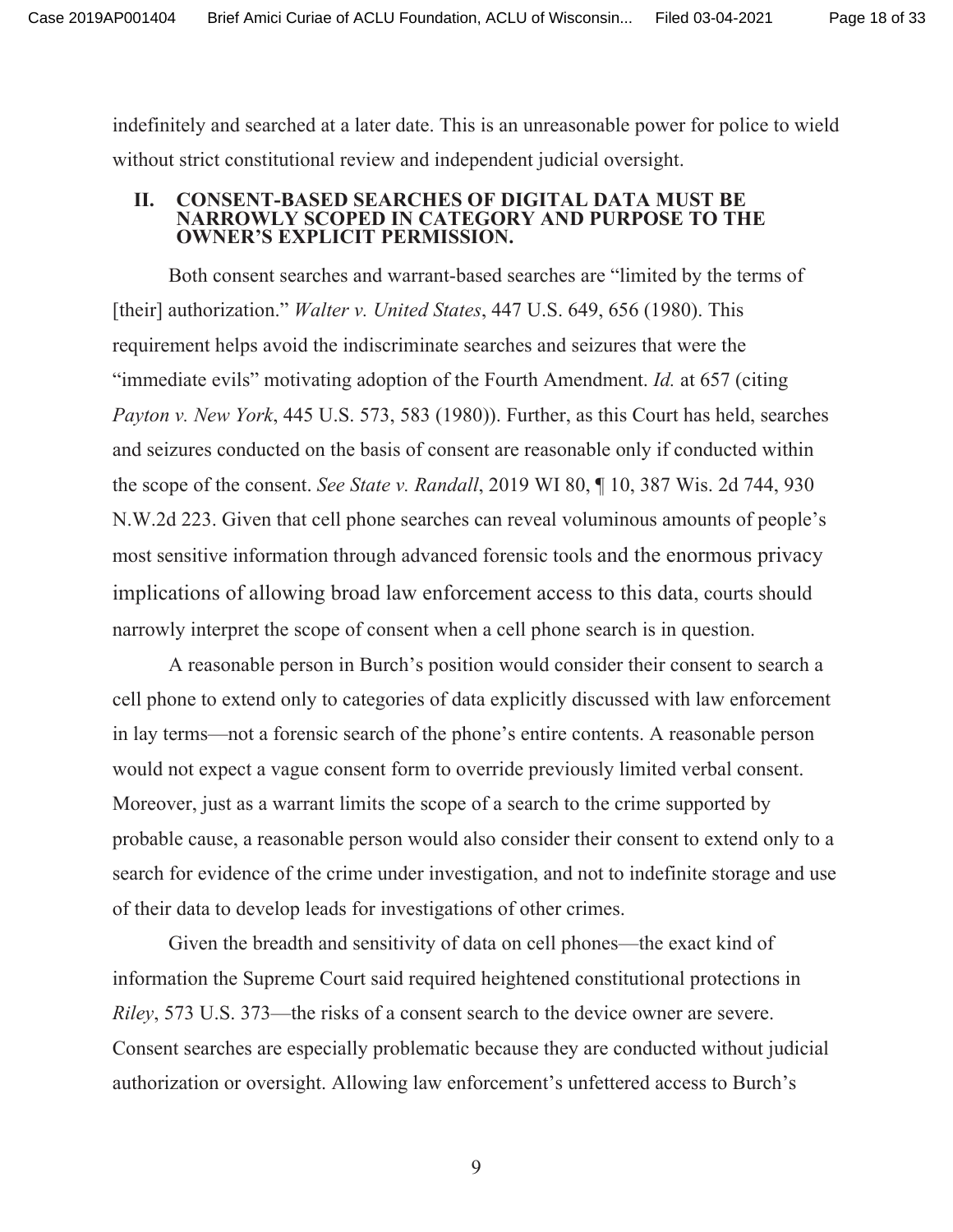indefinitely and searched at a later date. This is an unreasonable power for police to wield without strict constitutional review and independent judicial oversight.

## II. CONSENT-BASED SEARCHES OF DIGITAL DATA MUST BE NARROWLY SCOPED IN CATEGORY AND PURPOSE TO THE OWNER'S EXPLICIT PERMISSION.

Both consent searches and warrant-based searches are "limited by the terms of [their] authorization." *Walter v. United States*, 447 U.S. 649, 656 (1980). This requirement helps avoid the indiscriminate searches and seizures that were the "immediate evils" motivating adoption of the Fourth Amendment. *Id.* at 657 (citing *Payton v. New York*, 445 U.S. 573, 583 (1980)). Further, as this Court has held, searches and seizures conducted on the basis of consent are reasonable only if conducted within the scope of the consent. *See State v. Randall*, 2019 WI 80, ¶ 10, 387 Wis. 2d 744, 930 N.W.2d 223. Given that cell phone searches can reveal voluminous amounts of people's most sensitive information through advanced forensic tools and the enormous privacy implications of allowing broad law enforcement access to this data, courts should narrowly interpret the scope of consent when a cell phone search is in question.

A reasonable person in Burch's position would consider their consent to search a cell phone to extend only to categories of data explicitly discussed with law enforcement in lay terms—not a forensic search of the phone's entire contents. A reasonable person would not expect a vague consent form to override previously limited verbal consent. Moreover, just as a warrant limits the scope of a search to the crime supported by probable cause, a reasonable person would also consider their consent to extend only to a search for evidence of the crime under investigation, and not to indefinite storage and use of their data to develop leads for investigations of other crimes.

Given the breadth and sensitivity of data on cell phones—the exact kind of information the Supreme Court said required heightened constitutional protections in *Riley*, 573 U.S. 373—the risks of a consent search to the device owner are severe. Consent searches are especially problematic because they are conducted without judicial authorization or oversight. Allowing law enforcement's unfettered access to Burch's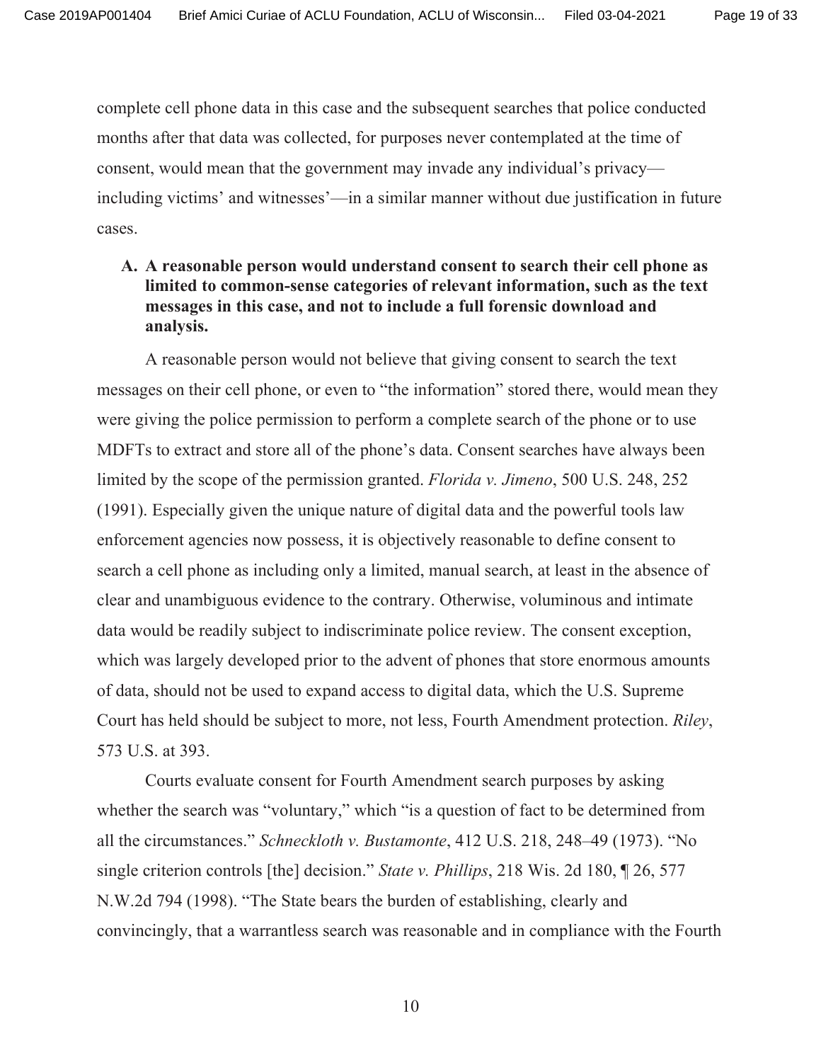complete cell phone data in this case and the subsequent searches that police conducted months after that data was collected, for purposes never contemplated at the time of consent, would mean that the government may invade any individual's privacy—including victims' and witnesses'—in a similar manner without due justification in future cases.

### A. A reasonable person would understand consent to search their cell phone as limited to common-sense categories of relevant information, such as the text messages in this case, and not to include a full forensic download and analysis.

A reasonable person would not believe that giving consent to search the text messages on their cell phone, or even to "the information" stored there, would mean they were giving the police permission to perform a complete search of the phone or to use MDFTs to extract and store all of the phone's data. Consent searches have always been limited by the scope of the permission granted. *Florida v. Jimeno*, 500 U.S. 248, 252 (1991). Especially given the unique nature of digital data and the powerful tools law enforcement agencies now possess, it is objectively reasonable to define consent to search a cell phone as including only a limited, manual search, at least in the absence of clear and unambiguous evidence to the contrary. Otherwise, voluminous and intimate data would be readily subject to indiscriminate police review. The consent exception, which was largely developed prior to the advent of phones that store enormous amounts of data, should not be used to expand access to digital data, which the U.S. Supreme Court has held should be subject to more, not less, Fourth Amendment protection. *Riley*, 573 U.S. at 393.

Courts evaluate consent for Fourth Amendment search purposes by asking whether the search was "voluntary," which "is a question of fact to be determined from all the circumstances." *Schneckloth v. Bustamonte*, 412 U.S. 218, 248–49 (1973). "No single criterion controls [the] decision." *State v. Phillips*, 218 Wis. 2d 180, ¶ 26, 577 N.W.2d 794 (1998). "The State bears the burden of establishing, clearly and convincingly, that a warrantless search was reasonable and in compliance with the Fourth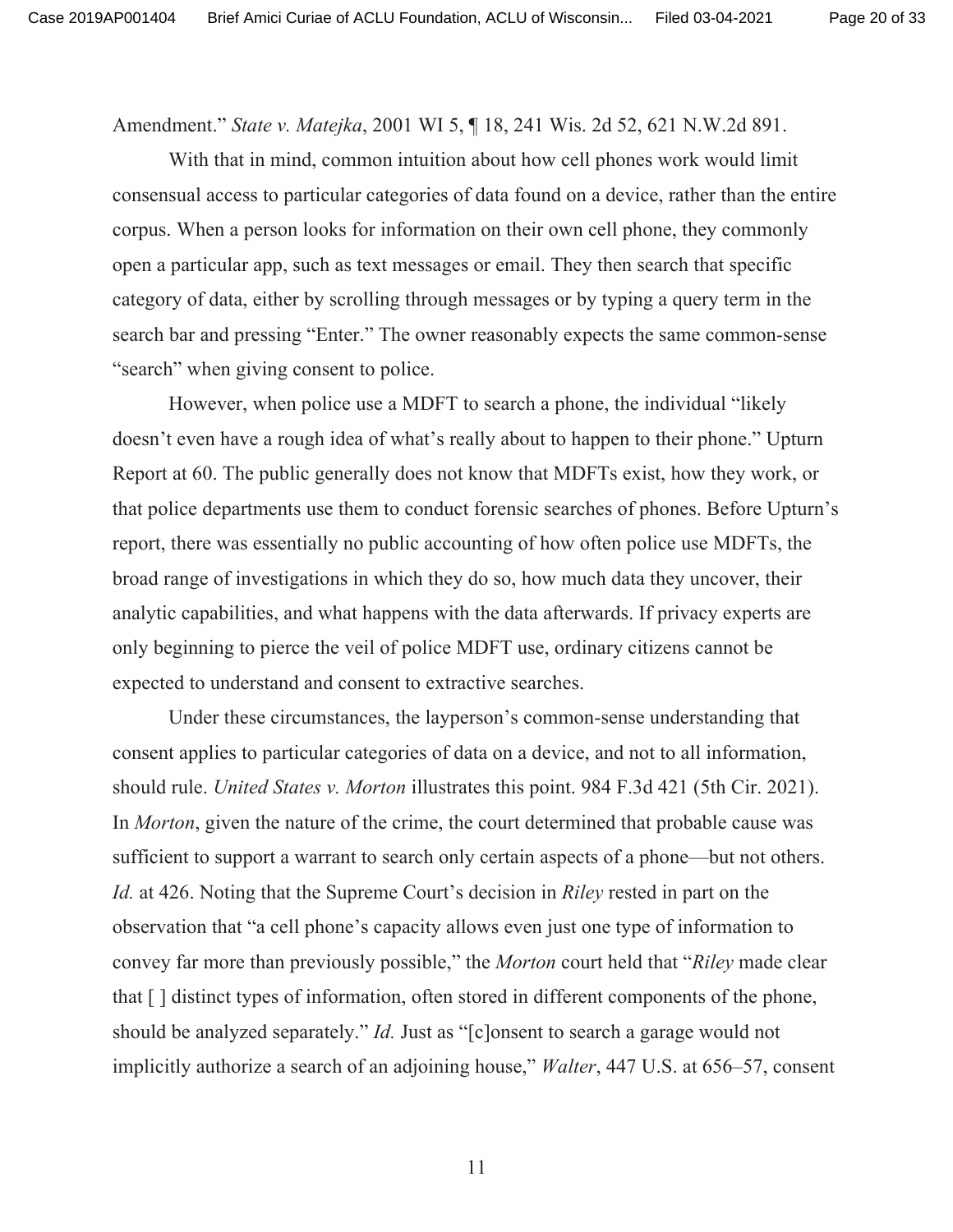Amendment." *State v. Matejka*, 2001 WI 5, ¶ 18, 241 Wis. 2d 52, 621 N.W.2d 891.

With that in mind, common intuition about how cell phones work would limit consensual access to particular categories of data found on a device, rather than the entire corpus. When a person looks for information on their own cell phone, they commonly open a particular app, such as text messages or email. They then search that specific category of data, either by scrolling through messages or by typing a query term in the search bar and pressing "Enter." The owner reasonably expects the same common-sense "search" when giving consent to police.

However, when police use a MDFT to search a phone, the individual "likely doesn't even have a rough idea of what's really about to happen to their phone." Upturn Report at 60. The public generally does not know that MDFTs exist, how they work, or that police departments use them to conduct forensic searches of phones. Before Upturn's report, there was essentially no public accounting of how often police use MDFTs, the broad range of investigations in which they do so, how much data they uncover, their analytic capabilities, and what happens with the data afterwards. If privacy experts are only beginning to pierce the veil of police MDFT use, ordinary citizens cannot be expected to understand and consent to extractive searches.

Under these circumstances, the layperson's common-sense understanding that consent applies to particular categories of data on a device, and not to all information, should rule. *United States v. Morton* illustrates this point. 984 F.3d 421 (5th Cir. 2021). In *Morton*, given the nature of the crime, the court determined that probable cause was sufficient to support a warrant to search only certain aspects of a phone—but not others. *Id.* at 426. Noting that the Supreme Court's decision in *Riley* rested in part on the observation that "a cell phone's capacity allows even just one type of information to convey far more than previously possible," the *Morton* court held that "*Riley* made clear that [ ] distinct types of information, often stored in different components of the phone, should be analyzed separately." *Id.* Just as "[c]onsent to search a garage would not implicitly authorize a search of an adjoining house," *Walter*, 447 U.S. at 656–57, consent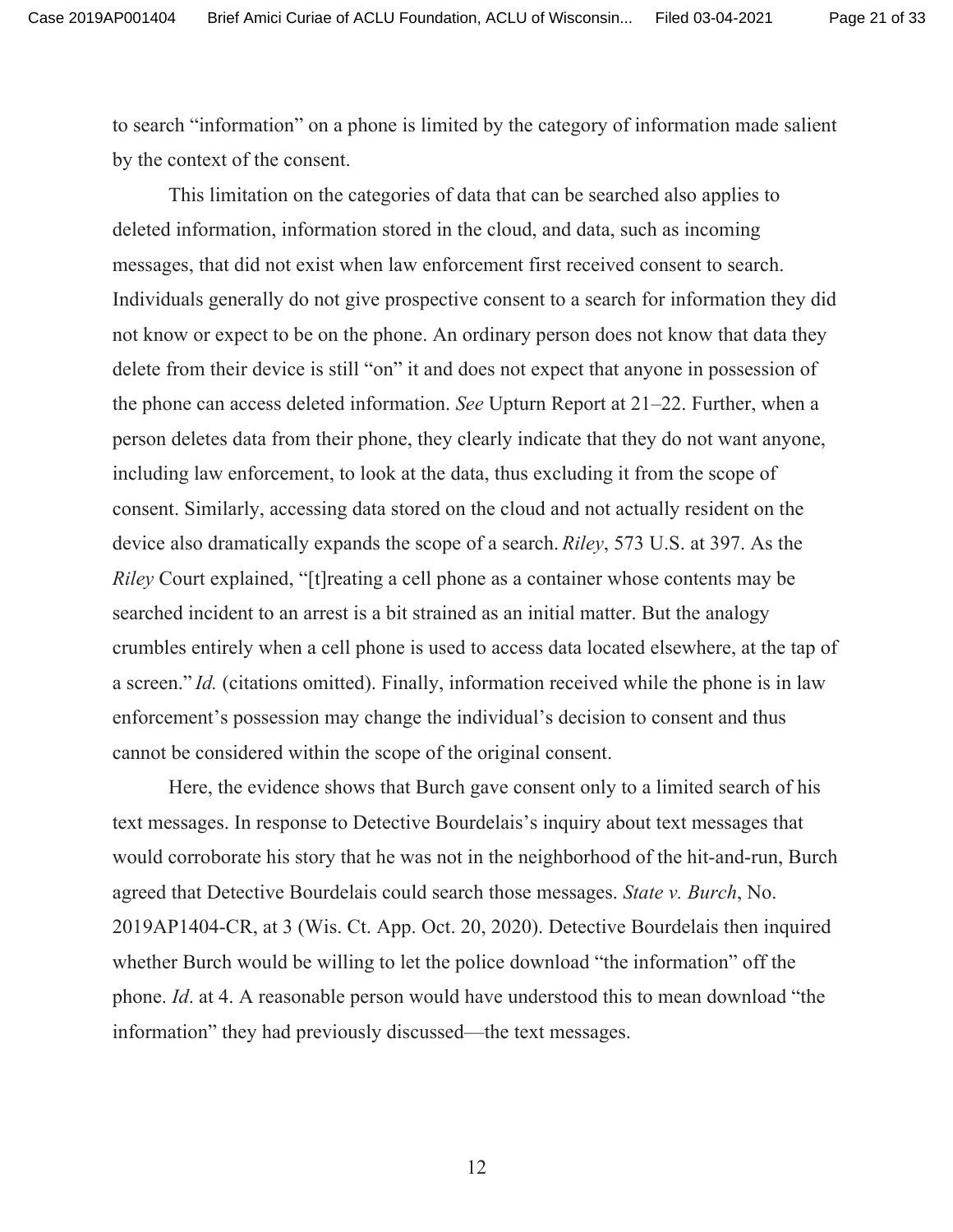to search "information" on a phone is limited by the category of information made salient by the context of the consent.

This limitation on the categories of data that can be searched also applies to deleted information, information stored in the cloud, and data, such as incoming messages, that did not exist when law enforcement first received consent to search. Individuals generally do not give prospective consent to a search for information they did not know or expect to be on the phone. An ordinary person does not know that data they delete from their device is still "on" it and does not expect that anyone in possession of the phone can access deleted information. *See* Upturn Report at 21–22. Further, when a person deletes data from their phone, they clearly indicate that they do not want anyone, including law enforcement, to look at the data, thus excluding it from the scope of consent. Similarly, accessing data stored on the cloud and not actually resident on the device also dramatically expands the scope of a search. *Riley*, 573 U.S. at 397. As the *Riley* Court explained, "[t]reating a cell phone as a container whose contents may be searched incident to an arrest is a bit strained as an initial matter. But the analogy crumbles entirely when a cell phone is used to access data located elsewhere, at the tap of a screen." *Id.* (citations omitted). Finally, information received while the phone is in law enforcement's possession may change the individual's decision to consent and thus cannot be considered within the scope of the original consent.

Here, the evidence shows that Burch gave consent only to a limited search of his text messages. In response to Detective Bourdelais's inquiry about text messages that would corroborate his story that he was not in the neighborhood of the hit-and-run, Burch agreed that Detective Bourdelais could search those messages. *State v. Burch*, No. 2019AP1404-CR, at 3 (Wis. Ct. App. Oct. 20, 2020). Detective Bourdelais then inquired whether Burch would be willing to let the police download "the information" off the phone. *Id*. at 4. A reasonable person would have understood this to mean download "the information" they had previously discussed—the text messages.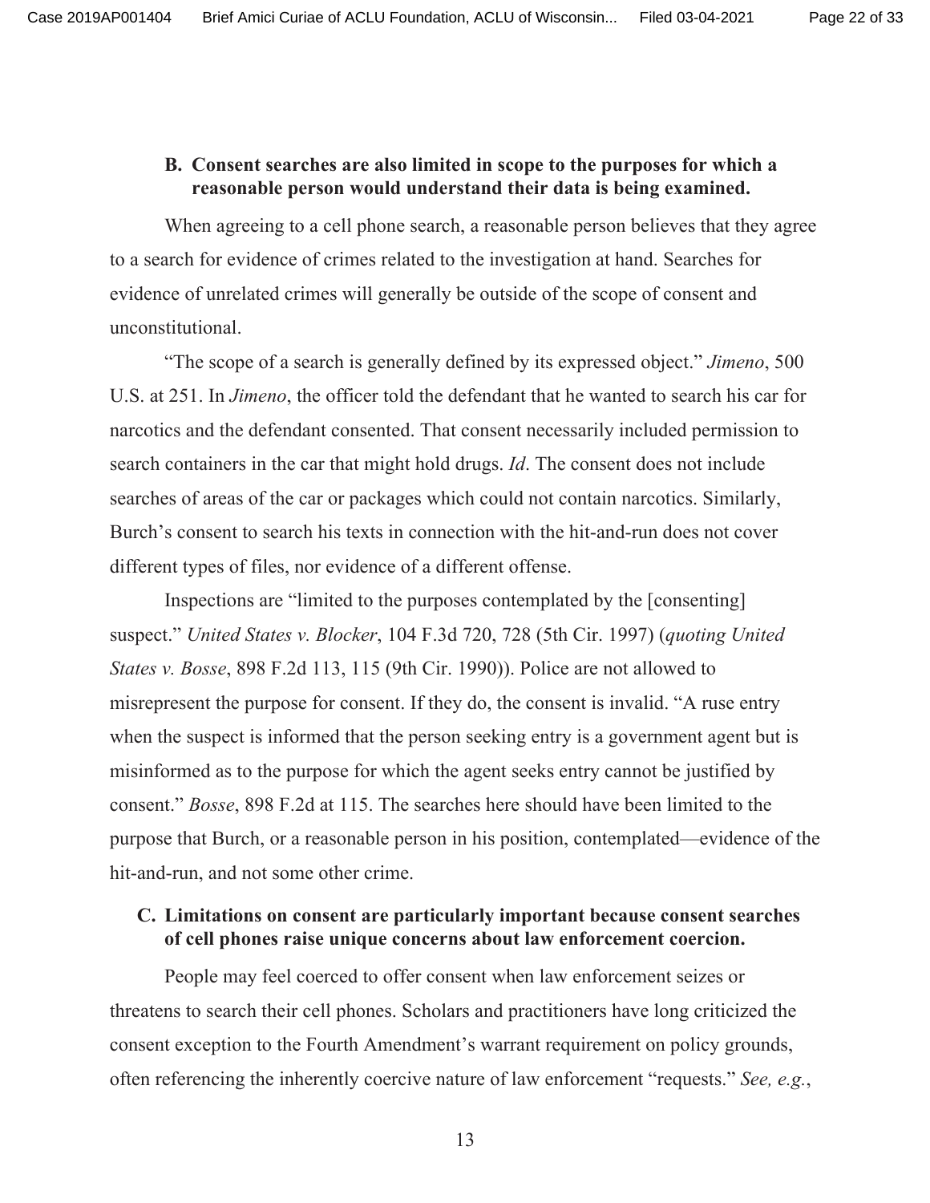### B. Consent searches are also limited in scope to the purposes for which a reasonable person would understand their data is being examined.

When agreeing to a cell phone search, a reasonable person believes that they agree to a search for evidence of crimes related to the investigation at hand. Searches for evidence of unrelated crimes will generally be outside of the scope of consent and unconstitutional.

"The scope of a search is generally defined by its expressed object." *Jimeno*, 500 U.S. at 251. In *Jimeno*, the officer told the defendant that he wanted to search his car for narcotics and the defendant consented. That consent necessarily included permission to search containers in the car that might hold drugs. *Id*. The consent does not include searches of areas of the car or packages which could not contain narcotics. Similarly, Burch's consent to search his texts in connection with the hit-and-run does not cover different types of files, nor evidence of a different offense.

Inspections are "limited to the purposes contemplated by the [consenting] suspect." *United States v. Blocker*, 104 F.3d 720, 728 (5th Cir. 1997) (*quoting United States v. Bosse*, 898 F.2d 113, 115 (9th Cir. 1990)). Police are not allowed to misrepresent the purpose for consent. If they do, the consent is invalid. "A ruse entry when the suspect is informed that the person seeking entry is a government agent but is misinformed as to the purpose for which the agent seeks entry cannot be justified by consent." *Bosse*, 898 F.2d at 115. The searches here should have been limited to the purpose that Burch, or a reasonable person in his position, contemplated—evidence of the hit-and-run, and not some other crime.

### C. Limitations on consent are particularly important because consent searches of cell phones raise unique concerns about law enforcement coercion.

People may feel coerced to offer consent when law enforcement seizes or threatens to search their cell phones. Scholars and practitioners have long criticized the consent exception to the Fourth Amendment's warrant requirement on policy grounds, often referencing the inherently coercive nature of law enforcement "requests." *See, e.g.*,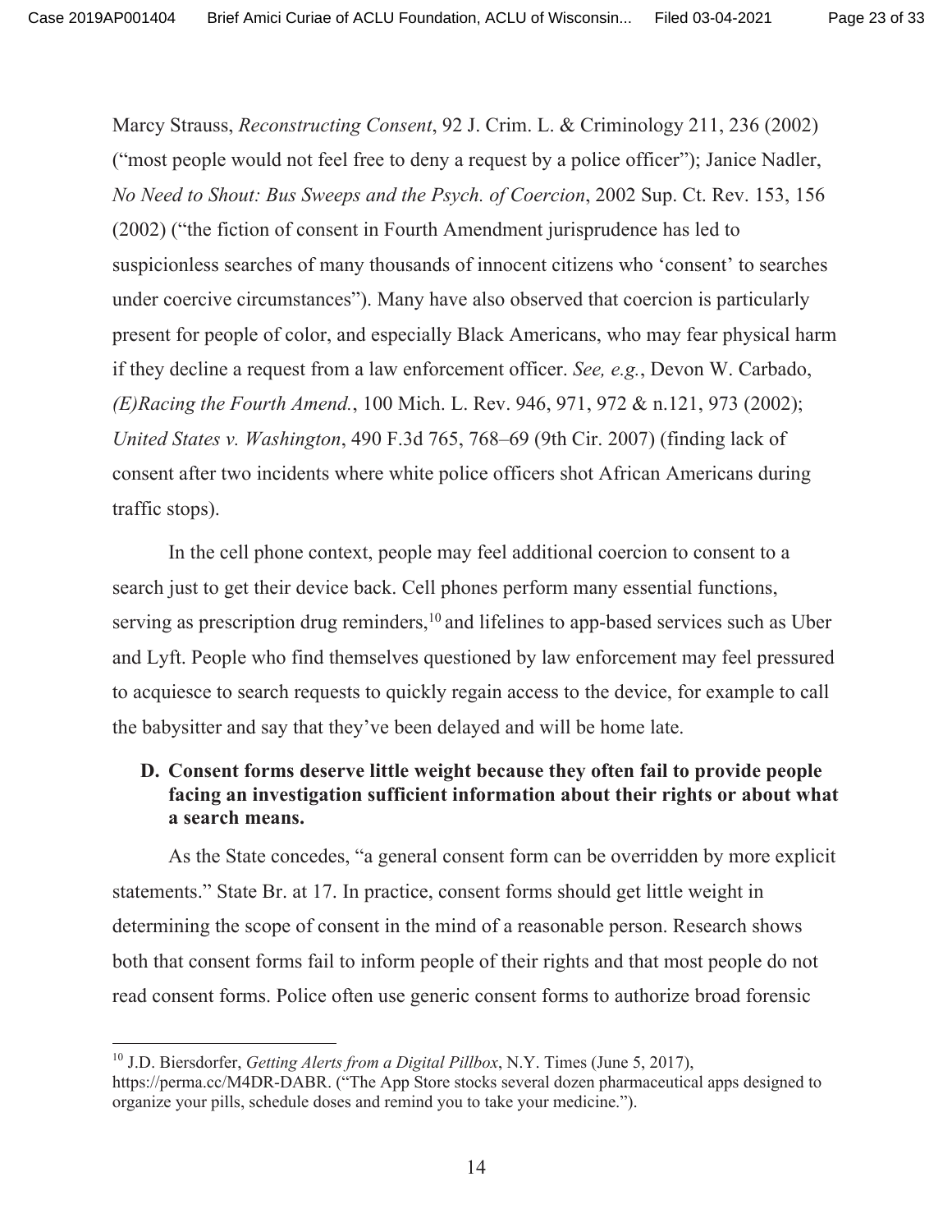Marcy Strauss, *Reconstructing Consent*, 92 J. Crim. L. & Criminology 211, 236 (2002) ("most people would not feel free to deny a request by a police officer"); Janice Nadler, *No Need to Shout: Bus Sweeps and the Psych. of Coercion*, 2002 Sup. Ct. Rev. 153, 156 (2002) ("the fiction of consent in Fourth Amendment jurisprudence has led to suspicionless searches of many thousands of innocent citizens who 'consent' to searches under coercive circumstances"). Many have also observed that coercion is particularly present for people of color, and especially Black Americans, who may fear physical harm if they decline a request from a law enforcement officer. *See, e.g.*, Devon W. Carbado, *(E)Racing the Fourth Amend.*, 100 Mich. L. Rev. 946, 971, 972 & n.121, 973 (2002); *United States v. Washington*, 490 F.3d 765, 768–69 (9th Cir. 2007) (finding lack of consent after two incidents where white police officers shot African Americans during traffic stops).

In the cell phone context, people may feel additional coercion to consent to a search just to get their device back. Cell phones perform many essential functions, serving as prescription drug reminders,[10] and lifelines to app-based services such as Uber and Lyft. People who find themselves questioned by law enforcement may feel pressured to acquiesce to search requests to quickly regain access to the device, for example to call the babysitter and say that they've been delayed and will be home late.

### D. Consent forms deserve little weight because they often fail to provide people facing an investigation sufficient information about their rights or about what a search means.

As the State concedes, "a general consent form can be overridden by more explicit statements." State Br. at 17. In practice, consent forms should get little weight in determining the scope of consent in the mind of a reasonable person. Research shows both that consent forms fail to inform people of their rights and that most people do not read consent forms. Police often use generic consent forms to authorize broad forensic

---

[10] J.D. Biersdorfer, *Getting Alerts from a Digital Pillbox*, N.Y. Times (June 5, 2017), https://perma.cc/M4DR-DABR. ("The App Store stocks several dozen pharmaceutical apps designed to organize your pills, schedule doses and remind you to take your medicine.").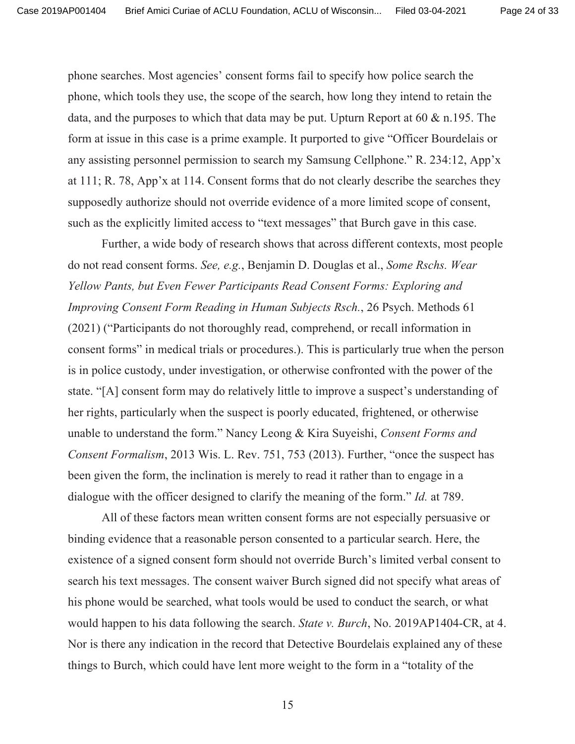phone searches. Most agencies' consent forms fail to specify how police search the phone, which tools they use, the scope of the search, how long they intend to retain the data, and the purposes to which that data may be put. Upturn Report at 60 & n.195. The form at issue in this case is a prime example. It purported to give "Officer Bourdelais or any assisting personnel permission to search my Samsung Cellphone." R. 234:12, App'x at 111; R. 78, App'x at 114. Consent forms that do not clearly describe the searches they supposedly authorize should not override evidence of a more limited scope of consent, such as the explicitly limited access to "text messages" that Burch gave in this case.

Further, a wide body of research shows that across different contexts, most people do not read consent forms. *See, e.g.*, Benjamin D. Douglas et al., *Some Rschs. Wear Yellow Pants, but Even Fewer Participants Read Consent Forms: Exploring and Improving Consent Form Reading in Human Subjects Rsch.*, 26 Psych. Methods 61 (2021) ("Participants do not thoroughly read, comprehend, or recall information in consent forms" in medical trials or procedures.). This is particularly true when the person is in police custody, under investigation, or otherwise confronted with the power of the state. "[A] consent form may do relatively little to improve a suspect's understanding of her rights, particularly when the suspect is poorly educated, frightened, or otherwise unable to understand the form." Nancy Leong & Kira Suyeishi, *Consent Forms and Consent Formalism*, 2013 Wis. L. Rev. 751, 753 (2013). Further, "once the suspect has been given the form, the inclination is merely to read it rather than to engage in a dialogue with the officer designed to clarify the meaning of the form." *Id.* at 789.

All of these factors mean written consent forms are not especially persuasive or binding evidence that a reasonable person consented to a particular search. Here, the existence of a signed consent form should not override Burch's limited verbal consent to search his text messages. The consent waiver Burch signed did not specify what areas of his phone would be searched, what tools would be used to conduct the search, or what would happen to his data following the search. *State v. Burch*, No. 2019AP1404-CR, at 4. Nor is there any indication in the record that Detective Bourdelais explained any of these things to Burch, which could have lent more weight to the form in a "totality of the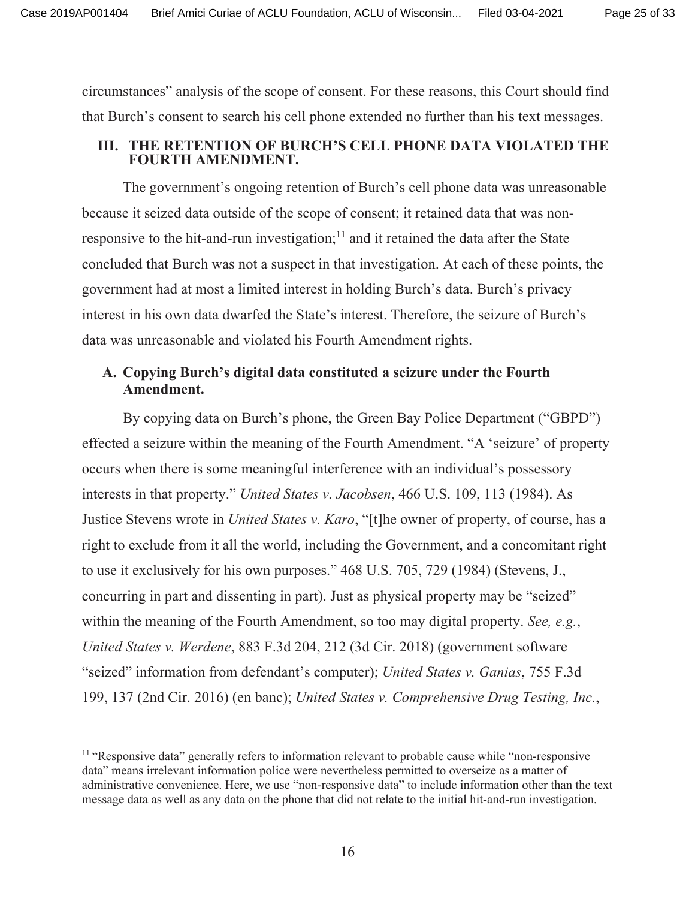circumstances" analysis of the scope of consent. For these reasons, this Court should find that Burch's consent to search his cell phone extended no further than his text messages.

## III. THE RETENTION OF BURCH'S CELL PHONE DATA VIOLATED THE FOURTH AMENDMENT.

The government's ongoing retention of Burch's cell phone data was unreasonable because it seized data outside of the scope of consent; it retained data that was non-responsive to the hit-and-run investigation;[11] and it retained the data after the State concluded that Burch was not a suspect in that investigation. At each of these points, the government had at most a limited interest in holding Burch's data. Burch's privacy interest in his own data dwarfed the State's interest. Therefore, the seizure of Burch's data was unreasonable and violated his Fourth Amendment rights.

### A. Copying Burch's digital data constituted a seizure under the Fourth Amendment.

By copying data on Burch's phone, the Green Bay Police Department ("GBPD") effected a seizure within the meaning of the Fourth Amendment. "A 'seizure' of property occurs when there is some meaningful interference with an individual's possessory interests in that property." *United States v. Jacobsen*, 466 U.S. 109, 113 (1984). As Justice Stevens wrote in *United States v. Karo*, "[t]he owner of property, of course, has a right to exclude from it all the world, including the Government, and a concomitant right to use it exclusively for his own purposes." 468 U.S. 705, 729 (1984) (Stevens, J., concurring in part and dissenting in part). Just as physical property may be "seized" within the meaning of the Fourth Amendment, so too may digital property. *See, e.g.*, *United States v. Werdene*, 883 F.3d 204, 212 (3d Cir. 2018) (government software "seized" information from defendant's computer); *United States v. Ganias*, 755 F.3d 199, 137 (2nd Cir. 2016) (en banc); *United States v. Comprehensive Drug Testing, Inc.*,

---

[11] "Responsive data" generally refers to information relevant to probable cause while "non-responsive data" means irrelevant information police were nevertheless permitted to overseize as a matter of administrative convenience. Here, we use "non-responsive data" to include information other than the text message data as well as any data on the phone that did not relate to the initial hit-and-run investigation.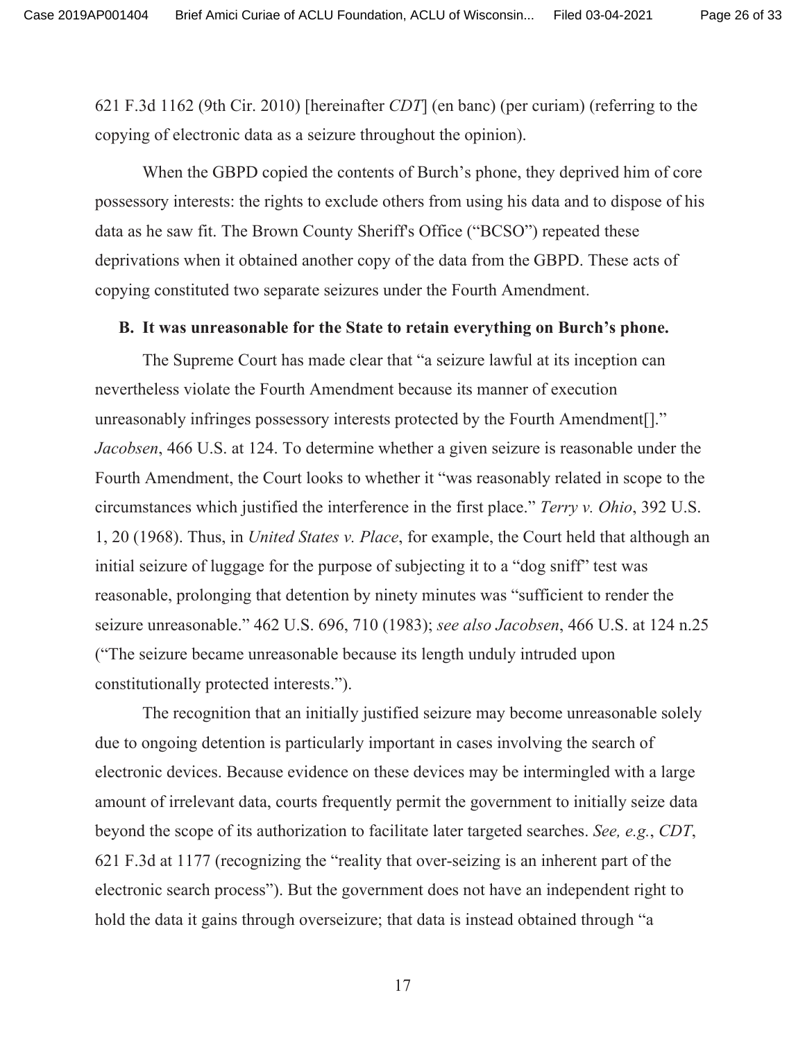621 F.3d 1162 (9th Cir. 2010) [hereinafter *CDT*] (en banc) (per curiam) (referring to the copying of electronic data as a seizure throughout the opinion).

When the GBPD copied the contents of Burch's phone, they deprived him of core possessory interests: the rights to exclude others from using his data and to dispose of his data as he saw fit. The Brown County Sheriff's Office ("BCSO") repeated these deprivations when it obtained another copy of the data from the GBPD. These acts of copying constituted two separate seizures under the Fourth Amendment.

**B. It was unreasonable for the State to retain everything on Burch's phone.**

The Supreme Court has made clear that "a seizure lawful at its inception can nevertheless violate the Fourth Amendment because its manner of execution unreasonably infringes possessory interests protected by the Fourth Amendment[]." *Jacobsen*, 466 U.S. at 124. To determine whether a given seizure is reasonable under the Fourth Amendment, the Court looks to whether it "was reasonably related in scope to the circumstances which justified the interference in the first place." *Terry v. Ohio*, 392 U.S. 1, 20 (1968). Thus, in *United States v. Place*, for example, the Court held that although an initial seizure of luggage for the purpose of subjecting it to a "dog sniff" test was reasonable, prolonging that detention by ninety minutes was "sufficient to render the seizure unreasonable." 462 U.S. 696, 710 (1983); *see also Jacobsen*, 466 U.S. at 124 n.25 ("The seizure became unreasonable because its length unduly intruded upon constitutionally protected interests.").

The recognition that an initially justified seizure may become unreasonable solely due to ongoing detention is particularly important in cases involving the search of electronic devices. Because evidence on these devices may be intermingled with a large amount of irrelevant data, courts frequently permit the government to initially seize data beyond the scope of its authorization to facilitate later targeted searches. *See, e.g.*, *CDT*, 621 F.3d at 1177 (recognizing the "reality that over-seizing is an inherent part of the electronic search process"). But the government does not have an independent right to hold the data it gains through overseizure; that data is instead obtained through "a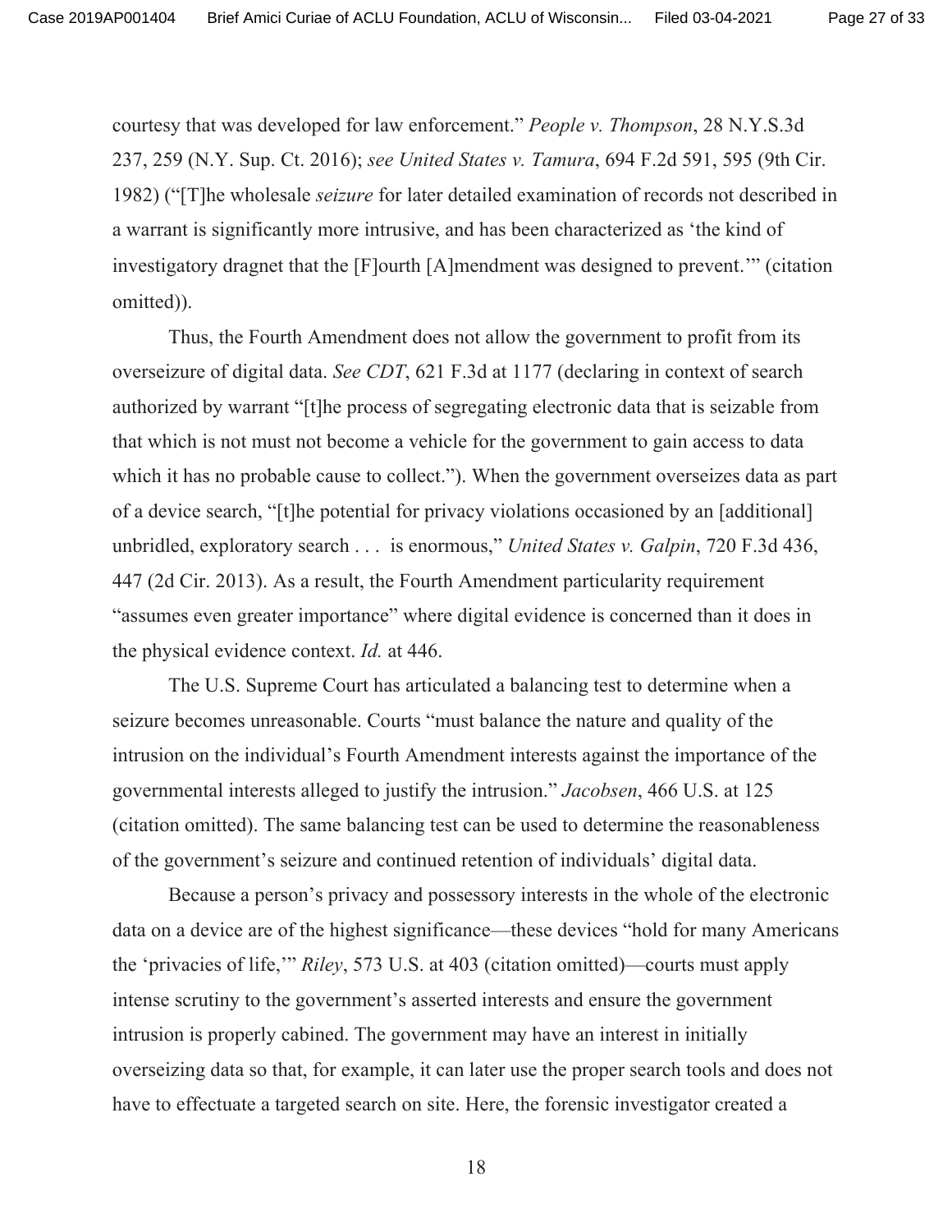courtesy that was developed for law enforcement." *People v. Thompson*, 28 N.Y.S.3d 237, 259 (N.Y. Sup. Ct. 2016); *see United States v. Tamura*, 694 F.2d 591, 595 (9th Cir. 1982) ("[T]he wholesale *seizure* for later detailed examination of records not described in a warrant is significantly more intrusive, and has been characterized as 'the kind of investigatory dragnet that the [F]ourth [A]mendment was designed to prevent.'" (citation omitted)).

Thus, the Fourth Amendment does not allow the government to profit from its overseizure of digital data. *See CDT*, 621 F.3d at 1177 (declaring in context of search authorized by warrant "[t]he process of segregating electronic data that is seizable from that which is not must not become a vehicle for the government to gain access to data which it has no probable cause to collect."). When the government overseizes data as part of a device search, "[t]he potential for privacy violations occasioned by an [additional] unbridled, exploratory search . . . is enormous," *United States v. Galpin*, 720 F.3d 436, 447 (2d Cir. 2013). As a result, the Fourth Amendment particularity requirement "assumes even greater importance" where digital evidence is concerned than it does in the physical evidence context. *Id.* at 446.

The U.S. Supreme Court has articulated a balancing test to determine when a seizure becomes unreasonable. Courts "must balance the nature and quality of the intrusion on the individual's Fourth Amendment interests against the importance of the governmental interests alleged to justify the intrusion." *Jacobsen*, 466 U.S. at 125 (citation omitted). The same balancing test can be used to determine the reasonableness of the government's seizure and continued retention of individuals' digital data.

Because a person's privacy and possessory interests in the whole of the electronic data on a device are of the highest significance—these devices "hold for many Americans the 'privacies of life,'" *Riley*, 573 U.S. at 403 (citation omitted)—courts must apply intense scrutiny to the government's asserted interests and ensure the government intrusion is properly cabined. The government may have an interest in initially overseizing data so that, for example, it can later use the proper search tools and does not have to effectuate a targeted search on site. Here, the forensic investigator created a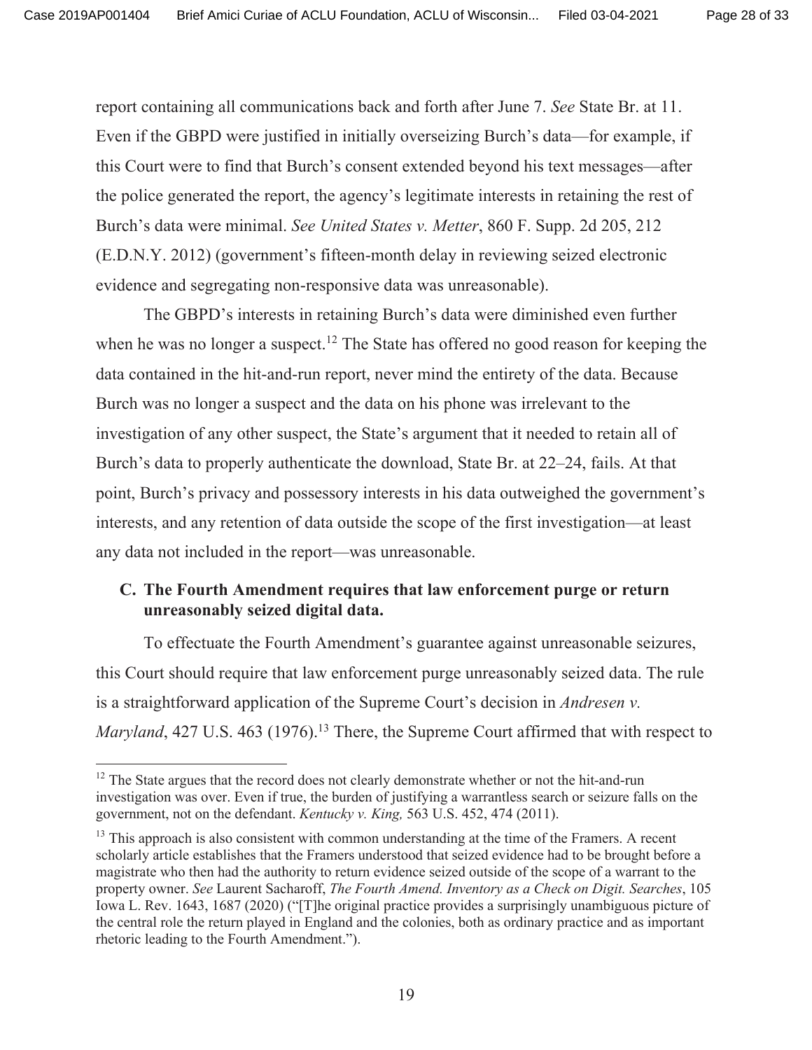report containing all communications back and forth after June 7. *See* State Br. at 11. Even if the GBPD were justified in initially overseizing Burch's data—for example, if this Court were to find that Burch's consent extended beyond his text messages—after the police generated the report, the agency's legitimate interests in retaining the rest of Burch's data were minimal. *See United States v. Metter*, 860 F. Supp. 2d 205, 212 (E.D.N.Y. 2012) (government's fifteen-month delay in reviewing seized electronic evidence and segregating non-responsive data was unreasonable).

The GBPD's interests in retaining Burch's data were diminished even further when he was no longer a suspect.[12] The State has offered no good reason for keeping the data contained in the hit-and-run report, never mind the entirety of the data. Because Burch was no longer a suspect and the data on his phone was irrelevant to the investigation of any other suspect, the State's argument that it needed to retain all of Burch's data to properly authenticate the download, State Br. at 22–24, fails. At that point, Burch's privacy and possessory interests in his data outweighed the government's interests, and any retention of data outside the scope of the first investigation—at least any data not included in the report—was unreasonable.

### C. The Fourth Amendment requires that law enforcement purge or return unreasonably seized digital data.

To effectuate the Fourth Amendment's guarantee against unreasonable seizures, this Court should require that law enforcement purge unreasonably seized data. The rule is a straightforward application of the Supreme Court's decision in *Andresen v. Maryland*, 427 U.S. 463 (1976).[13] There, the Supreme Court affirmed that with respect to

---

[12] The State argues that the record does not clearly demonstrate whether or not the hit-and-run investigation was over. Even if true, the burden of justifying a warrantless search or seizure falls on the government, not on the defendant. *Kentucky v. King,* 563 U.S. 452, 474 (2011).

[13] This approach is also consistent with common understanding at the time of the Framers. A recent scholarly article establishes that the Framers understood that seized evidence had to be brought before a magistrate who then had the authority to return evidence seized outside of the scope of a warrant to the property owner. *See* Laurent Sacharoff, *The Fourth Amend. Inventory as a Check on Digit. Searches*, 105 Iowa L. Rev. 1643, 1687 (2020) ("[T]he original practice provides a surprisingly unambiguous picture of the central role the return played in England and the colonies, both as ordinary practice and as important rhetoric leading to the Fourth Amendment.").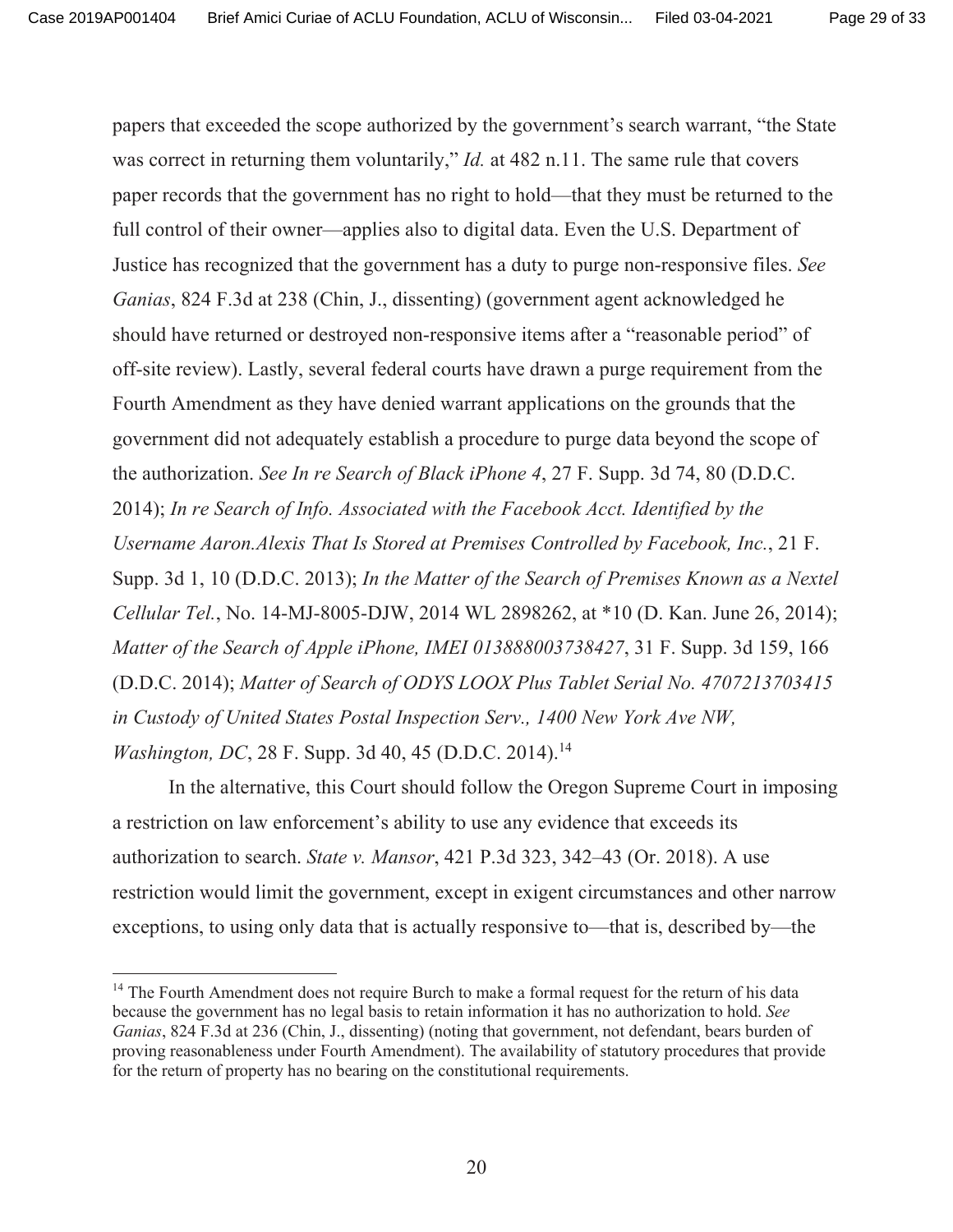papers that exceeded the scope authorized by the government's search warrant, "the State was correct in returning them voluntarily," *Id.* at 482 n.11. The same rule that covers paper records that the government has no right to hold—that they must be returned to the full control of their owner—applies also to digital data. Even the U.S. Department of Justice has recognized that the government has a duty to purge non-responsive files. *See Ganias*, 824 F.3d at 238 (Chin, J., dissenting) (government agent acknowledged he should have returned or destroyed non-responsive items after a "reasonable period" of off-site review). Lastly, several federal courts have drawn a purge requirement from the Fourth Amendment as they have denied warrant applications on the grounds that the government did not adequately establish a procedure to purge data beyond the scope of the authorization. *See In re Search of Black iPhone 4*, 27 F. Supp. 3d 74, 80 (D.D.C. 2014); *In re Search of Info. Associated with the Facebook Acct. Identified by the Username Aaron.Alexis That Is Stored at Premises Controlled by Facebook, Inc.*, 21 F. Supp. 3d 1, 10 (D.D.C. 2013); *In the Matter of the Search of Premises Known as a Nextel Cellular Tel.*, No. 14-MJ-8005-DJW, 2014 WL 2898262, at *10 (D. Kan. June 26, 2014); *Matter of the Search of Apple iPhone, IMEI 013888003738427*, 31 F. Supp. 3d 159, 166 (D.D.C. 2014); *Matter of Search of ODYS LOOX Plus Tablet Serial No. 4707213703415 in Custody of United States Postal Inspection Serv., 1400 New York Ave NW, Washington, DC*, 28 F. Supp. 3d 40, 45 (D.D.C. 2014).[14]

In the alternative, this Court should follow the Oregon Supreme Court in imposing a restriction on law enforcement's ability to use any evidence that exceeds its authorization to search. *State v. Mansor*, 421 P.3d 323, 342–43 (Or. 2018). A use restriction would limit the government, except in exigent circumstances and other narrow exceptions, to using only data that is actually responsive to—that is, described by—the

---

[14] The Fourth Amendment does not require Burch to make a formal request for the return of his data because the government has no legal basis to retain information it has no authorization to hold. *See Ganias*, 824 F.3d at 236 (Chin, J., dissenting) (noting that government, not defendant, bears burden of proving reasonableness under Fourth Amendment). The availability of statutory procedures that provide for the return of property has no bearing on the constitutional requirements.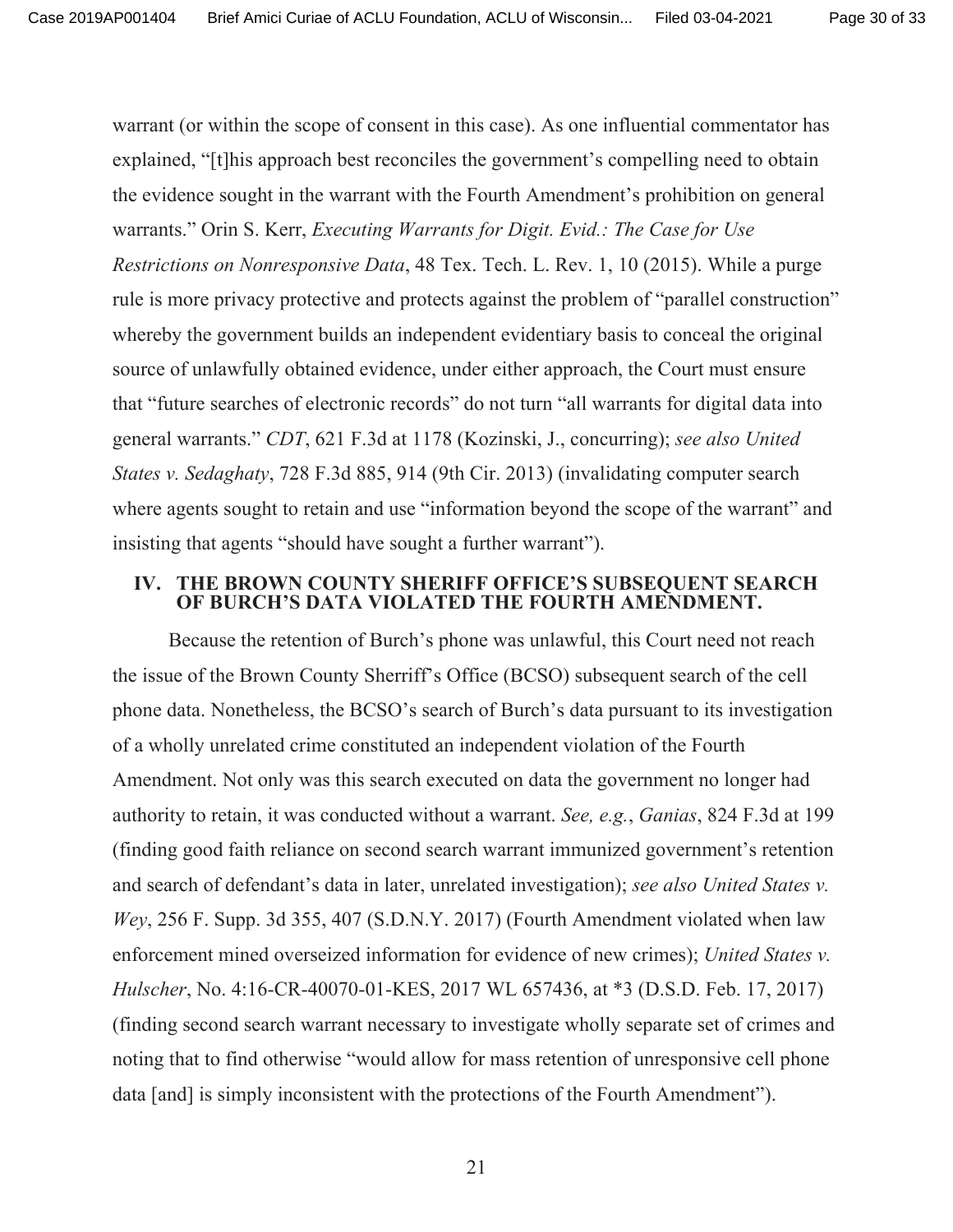warrant (or within the scope of consent in this case). As one influential commentator has explained, "[t]his approach best reconciles the government's compelling need to obtain the evidence sought in the warrant with the Fourth Amendment's prohibition on general warrants." Orin S. Kerr, *Executing Warrants for Digit. Evid.: The Case for Use Restrictions on Nonresponsive Data*, 48 Tex. Tech. L. Rev. 1, 10 (2015). While a purge rule is more privacy protective and protects against the problem of "parallel construction" whereby the government builds an independent evidentiary basis to conceal the original source of unlawfully obtained evidence, under either approach, the Court must ensure that "future searches of electronic records" do not turn "all warrants for digital data into general warrants." *CDT*, 621 F.3d at 1178 (Kozinski, J., concurring); *see also United States v. Sedaghaty*, 728 F.3d 885, 914 (9th Cir. 2013) (invalidating computer search where agents sought to retain and use "information beyond the scope of the warrant" and insisting that agents "should have sought a further warrant").

## IV. THE BROWN COUNTY SHERIFF OFFICE'S SUBSEQUENT SEARCH OF BURCH'S DATA VIOLATED THE FOURTH AMENDMENT.

Because the retention of Burch's phone was unlawful, this Court need not reach the issue of the Brown County Sherriff's Office (BCSO) subsequent search of the cell phone data. Nonetheless, the BCSO's search of Burch's data pursuant to its investigation of a wholly unrelated crime constituted an independent violation of the Fourth Amendment. Not only was this search executed on data the government no longer had authority to retain, it was conducted without a warrant. *See, e.g.*, *Ganias*, 824 F.3d at 199 (finding good faith reliance on second search warrant immunized government's retention and search of defendant's data in later, unrelated investigation); *see also United States v. Wey*, 256 F. Supp. 3d 355, 407 (S.D.N.Y. 2017) (Fourth Amendment violated when law enforcement mined overseized information for evidence of new crimes); *United States v. Hulscher*, No. 4:16-CR-40070-01-KES, 2017 WL 657436, at *3 (D.S.D. Feb. 17, 2017) (finding second search warrant necessary to investigate wholly separate set of crimes and noting that to find otherwise "would allow for mass retention of unresponsive cell phone data [and] is simply inconsistent with the protections of the Fourth Amendment").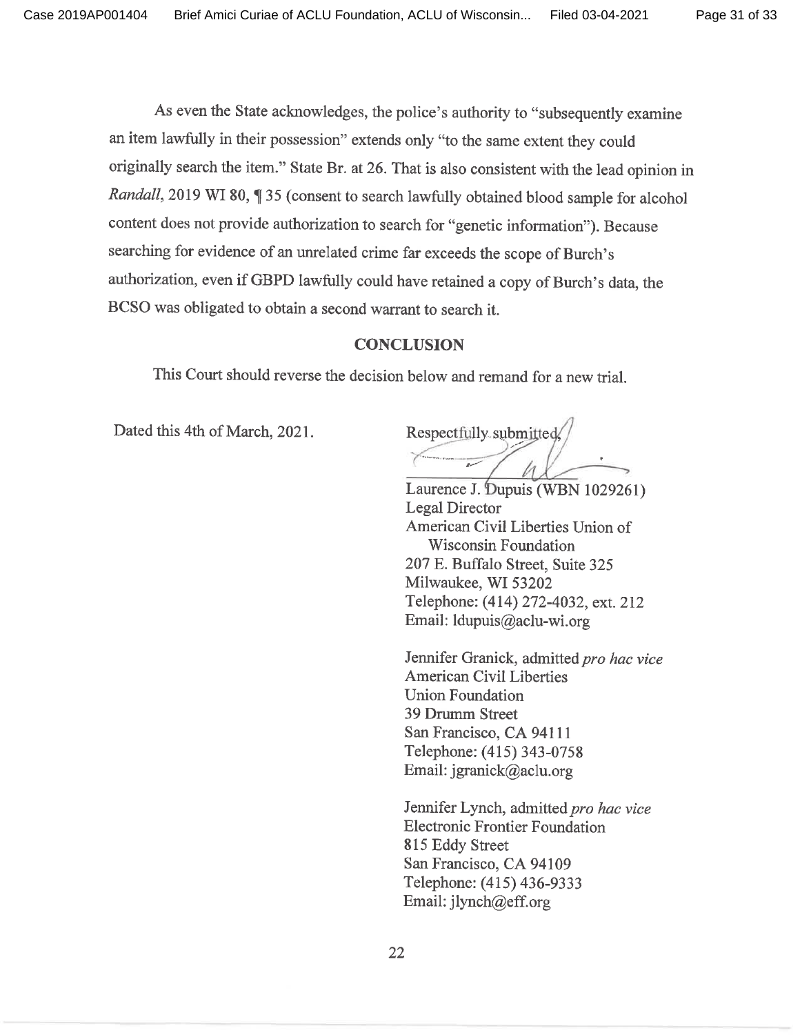As even the State acknowledges, the police's authority to "subsequently examine an item lawfully in their possession" extends only "to the same extent they could originally search the item." State Br. at 26. That is also consistent with the lead opinion in *Randall*, 2019 WI 80, ¶ 35 (consent to search lawfully obtained blood sample for alcohol content does not provide authorization to search for "genetic information"). Because searching for evidence of an unrelated crime far exceeds the scope of Burch's authorization, even if GBPD lawfully could have retained a copy of Burch's data, the BCSO was obligated to obtain a second warrant to search it.

## CONCLUSION

This Court should reverse the decision below and remand for a new trial.

Dated this 4th of March, 2021.

Respectfully submitted,

Laurence J. Dupuis (WBN 1029261)
Legal Director
American Civil Liberties Union of Wisconsin Foundation
207 E. Buffalo Street, Suite 325
Milwaukee, WI 53202
Telephone: (414) 272-4032, ext. 212
Email: ldupuis@aclu-wi.org

Jennifer Granick, admitted *pro hac vice*
American Civil Liberties Union Foundation
39 Drumm Street
San Francisco, CA 94111
Telephone: (415) 343-0758
Email: jgranick@aclu.org

Jennifer Lynch, admitted *pro hac vice*
Electronic Frontier Foundation
815 Eddy Street
San Francisco, CA 94109
Telephone: (415) 436-9333
Email: jlynch@eff.org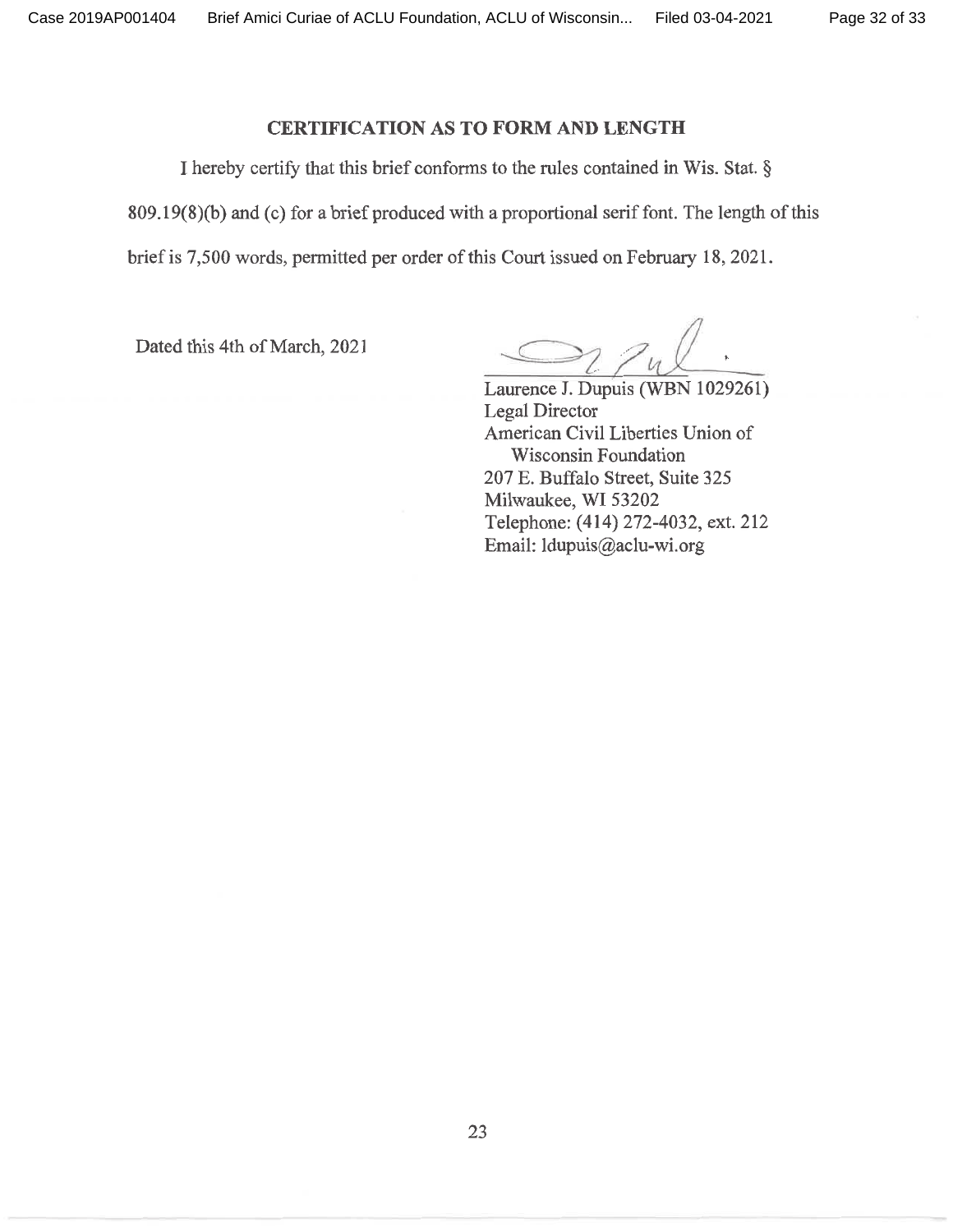## CERTIFICATION AS TO FORM AND LENGTH

I hereby certify that this brief conforms to the rules contained in Wis. Stat. § 809.19(8)(b) and (c) for a brief produced with a proportional serif font. The length of this brief is 7,500 words, permitted per order of this Court issued on February 18, 2021.

Dated this 4th of March, 2021

Laurence J. Dupuis (WBN 1029261)
Legal Director
American Civil Liberties Union of Wisconsin Foundation
207 E. Buffalo Street, Suite 325
Milwaukee, WI 53202
Telephone: (414) 272-4032, ext. 212
Email: ldupuis@aclu-wi.org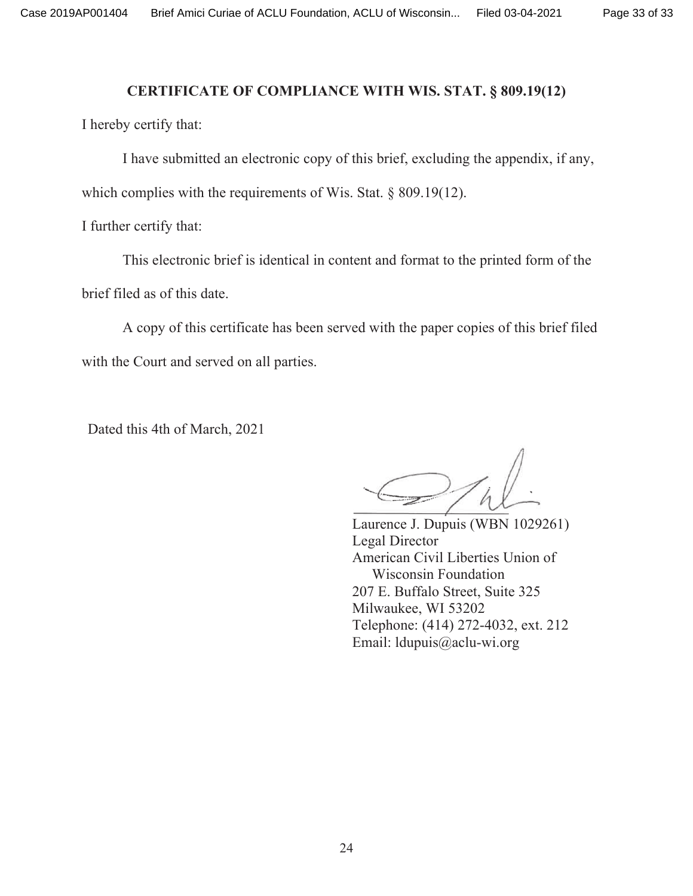## CERTIFICATE OF COMPLIANCE WITH WIS. STAT. § 809.19(12)

I hereby certify that:

I have submitted an electronic copy of this brief, excluding the appendix, if any, which complies with the requirements of Wis. Stat. § 809.19(12).

I further certify that:

This electronic brief is identical in content and format to the printed form of the brief filed as of this date.

A copy of this certificate has been served with the paper copies of this brief filed with the Court and served on all parties.

Dated this 4th of March, 2021

Laurence J. Dupuis (WBN 1029261)
Legal Director
American Civil Liberties Union of
Wisconsin Foundation
207 E. Buffalo Street, Suite 325
Milwaukee, WI 53202
Telephone: (414) 272-4032, ext. 212
Email: ldupuis@aclu-wi.org